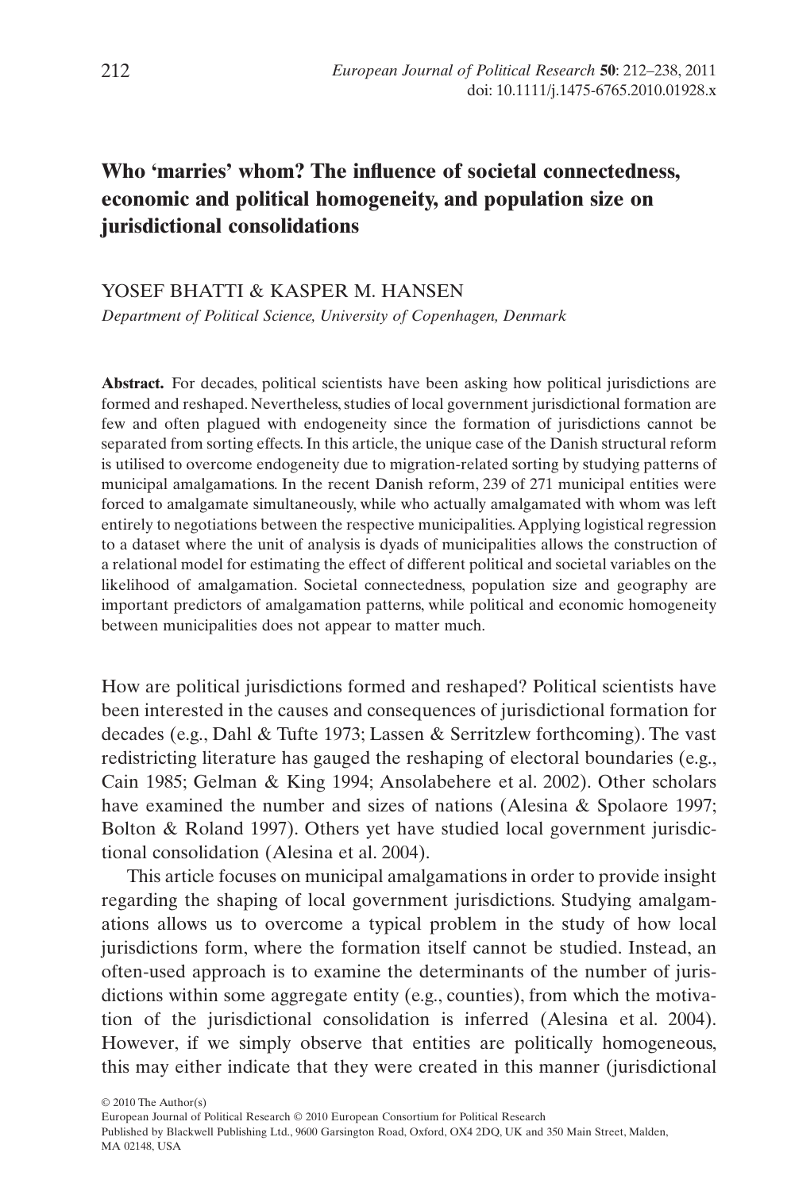# Who 'marries' whom? The influence of societal connectedness, economic and political homogeneity, and population size on jurisdictional consolidations

YOSEF BHATTI & KASPER M. HANSEN

*Department of Political Science, University of Copenhagen, Denmark*

**Abstract.** For decades, political scientists have been asking how political jurisdictions are formed and reshaped. Nevertheless, studies of local government jurisdictional formation are few and often plagued with endogeneity since the formation of jurisdictions cannot be separated from sorting effects. In this article, the unique case of the Danish structural reform is utilised to overcome endogeneity due to migration-related sorting by studying patterns of municipal amalgamations. In the recent Danish reform, 239 of 271 municipal entities were forced to amalgamate simultaneously, while who actually amalgamated with whom was left entirely to negotiations between the respective municipalities. Applying logistical regression to a dataset where the unit of analysis is dyads of municipalities allows the construction of a relational model for estimating the effect of different political and societal variables on the likelihood of amalgamation. Societal connectedness, population size and geography are important predictors of amalgamation patterns, while political and economic homogeneity between municipalities does not appear to matter much.

How are political jurisdictions formed and reshaped? Political scientists have been interested in the causes and consequences of jurisdictional formation for decades (e.g., Dahl & Tufte 1973; Lassen & Serritzlew forthcoming). The vast redistricting literature has gauged the reshaping of electoral boundaries (e.g., Cain 1985; Gelman & King 1994; Ansolabehere et al. 2002). Other scholars have examined the number and sizes of nations (Alesina & Spolaore 1997; Bolton & Roland 1997). Others yet have studied local government jurisdictional consolidation (Alesina et al. 2004).

This article focuses on municipal amalgamations in order to provide insight regarding the shaping of local government jurisdictions. Studying amalgamations allows us to overcome a typical problem in the study of how local jurisdictions form, where the formation itself cannot be studied. Instead, an often-used approach is to examine the determinants of the number of jurisdictions within some aggregate entity (e.g., counties), from which the motivation of the jurisdictional consolidation is inferred (Alesina et al. 2004). However, if we simply observe that entities are politically homogeneous, this may either indicate that they were created in this manner (jurisdictional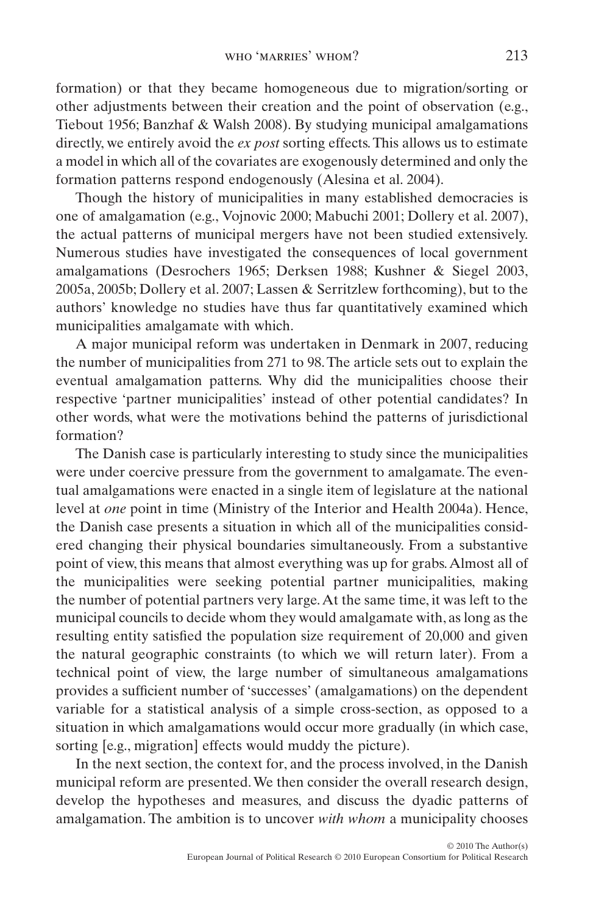formation) or that they became homogeneous due to migration/sorting or other adjustments between their creation and the point of observation (e.g., Tiebout 1956; Banzhaf & Walsh 2008). By studying municipal amalgamations directly, we entirely avoid the *ex post* sorting effects. This allows us to estimate a model in which all of the covariates are exogenously determined and only the formation patterns respond endogenously (Alesina et al. 2004).

Though the history of municipalities in many established democracies is one of amalgamation (e.g., Vojnovic 2000; Mabuchi 2001; Dollery et al. 2007), the actual patterns of municipal mergers have not been studied extensively. Numerous studies have investigated the consequences of local government amalgamations (Desrochers 1965; Derksen 1988; Kushner & Siegel 2003, 2005a, 2005b; Dollery et al. 2007; Lassen & Serritzlew forthcoming), but to the authors' knowledge no studies have thus far quantitatively examined which municipalities amalgamate with which.

A major municipal reform was undertaken in Denmark in 2007, reducing the number of municipalities from 271 to 98. The article sets out to explain the eventual amalgamation patterns. Why did the municipalities choose their respective 'partner municipalities' instead of other potential candidates? In other words, what were the motivations behind the patterns of jurisdictional formation?

The Danish case is particularly interesting to study since the municipalities were under coercive pressure from the government to amalgamate. The eventual amalgamations were enacted in a single item of legislature at the national level at *one* point in time (Ministry of the Interior and Health 2004a). Hence, the Danish case presents a situation in which all of the municipalities considered changing their physical boundaries simultaneously. From a substantive point of view, this means that almost everything was up for grabs. Almost all of the municipalities were seeking potential partner municipalities, making the number of potential partners very large. At the same time, it was left to the municipal councils to decide whom they would amalgamate with, as long as the resulting entity satisfied the population size requirement of 20,000 and given the natural geographic constraints (to which we will return later). From a technical point of view, the large number of simultaneous amalgamations provides a sufficient number of 'successes' (amalgamations) on the dependent variable for a statistical analysis of a simple cross-section, as opposed to a situation in which amalgamations would occur more gradually (in which case, sorting [e.g., migration] effects would muddy the picture).

In the next section, the context for, and the process involved, in the Danish municipal reform are presented. We then consider the overall research design, develop the hypotheses and measures, and discuss the dyadic patterns of amalgamation. The ambition is to uncover *with whom* a municipality chooses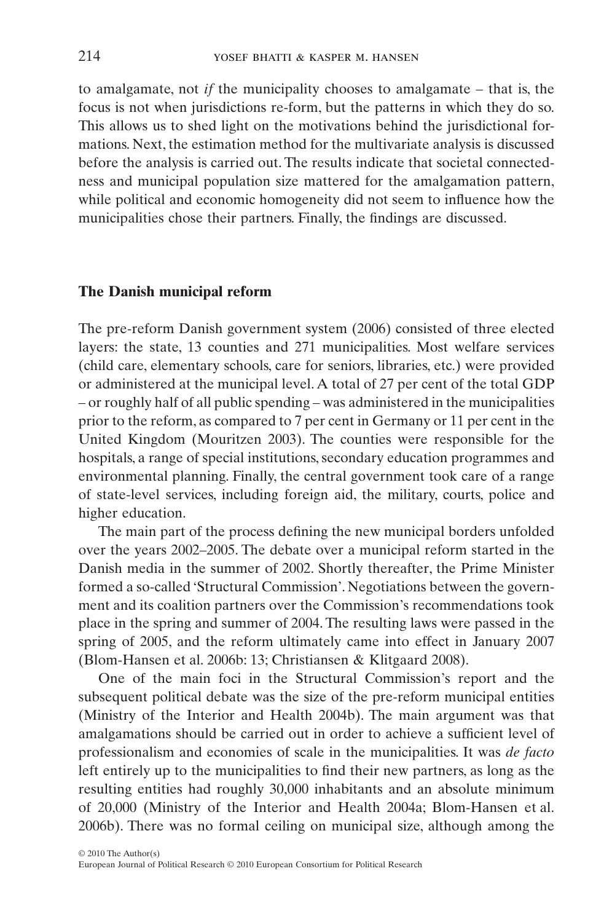to amalgamate, not *if* the municipality chooses to amalgamate – that is, the focus is not when jurisdictions re-form, but the patterns in which they do so. This allows us to shed light on the motivations behind the jurisdictional formations. Next, the estimation method for the multivariate analysis is discussed before the analysis is carried out. The results indicate that societal connectedness and municipal population size mattered for the amalgamation pattern, while political and economic homogeneity did not seem to influence how the municipalities chose their partners. Finally, the findings are discussed.

## The Danish municipal reform

The pre-reform Danish government system (2006) consisted of three elected layers: the state, 13 counties and 271 municipalities. Most welfare services (child care, elementary schools, care for seniors, libraries, etc.) were provided or administered at the municipal level. A total of 27 per cent of the total GDP – or roughly half of all public spending – was administered in the municipalities prior to the reform, as compared to 7 per cent in Germany or 11 per cent in the United Kingdom (Mouritzen 2003). The counties were responsible for the hospitals, a range of special institutions, secondary education programmes and environmental planning. Finally, the central government took care of a range of state-level services, including foreign aid, the military, courts, police and higher education.

The main part of the process defining the new municipal borders unfolded over the years 2002–2005. The debate over a municipal reform started in the Danish media in the summer of 2002. Shortly thereafter, the Prime Minister formed a so-called 'Structural Commission'. Negotiations between the government and its coalition partners over the Commission's recommendations took place in the spring and summer of 2004. The resulting laws were passed in the spring of 2005, and the reform ultimately came into effect in January 2007 (Blom-Hansen et al. 2006b: 13; Christiansen & Klitgaard 2008).

One of the main foci in the Structural Commission's report and the subsequent political debate was the size of the pre-reform municipal entities (Ministry of the Interior and Health 2004b). The main argument was that amalgamations should be carried out in order to achieve a sufficient level of professionalism and economies of scale in the municipalities. It was *de facto* left entirely up to the municipalities to find their new partners, as long as the resulting entities had roughly 30,000 inhabitants and an absolute minimum of 20,000 (Ministry of the Interior and Health 2004a; Blom-Hansen et al. 2006b). There was no formal ceiling on municipal size, although among the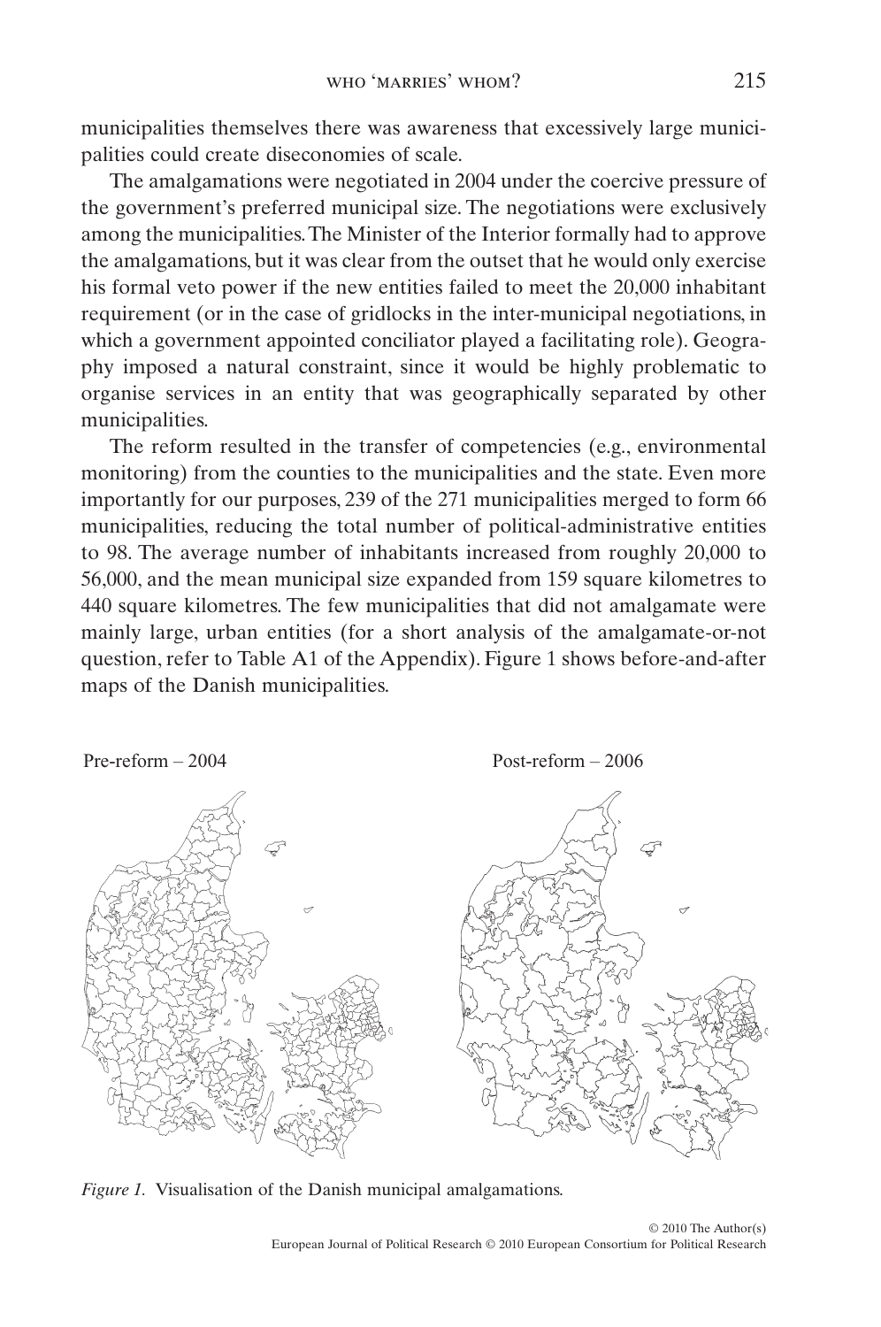municipalities themselves there was awareness that excessively large municipalities could create diseconomies of scale.

The amalgamations were negotiated in 2004 under the coercive pressure of the government's preferred municipal size. The negotiations were exclusively among the municipalities. The Minister of the Interior formally had to approve the amalgamations, but it was clear from the outset that he would only exercise his formal veto power if the new entities failed to meet the 20,000 inhabitant requirement (or in the case of gridlocks in the inter-municipal negotiations, in which a government appointed conciliator played a facilitating role). Geography imposed a natural constraint, since it would be highly problematic to organise services in an entity that was geographically separated by other municipalities.

The reform resulted in the transfer of competencies (e.g., environmental monitoring) from the counties to the municipalities and the state. Even more importantly for our purposes, 239 of the 271 municipalities merged to form 66 municipalities, reducing the total number of political-administrative entities to 98. The average number of inhabitants increased from roughly 20,000 to 56,000, and the mean municipal size expanded from 159 square kilometres to 440 square kilometres. The few municipalities that did not amalgamate were mainly large, urban entities (for a short analysis of the amalgamate-or-not question, refer to Table A1 of the Appendix). Figure 1 shows before-and-after maps of the Danish municipalities.

Pre-reform – 2004

Post-reform – 2006

*Figure 1.* Visualisation of the Danish municipal amalgamations.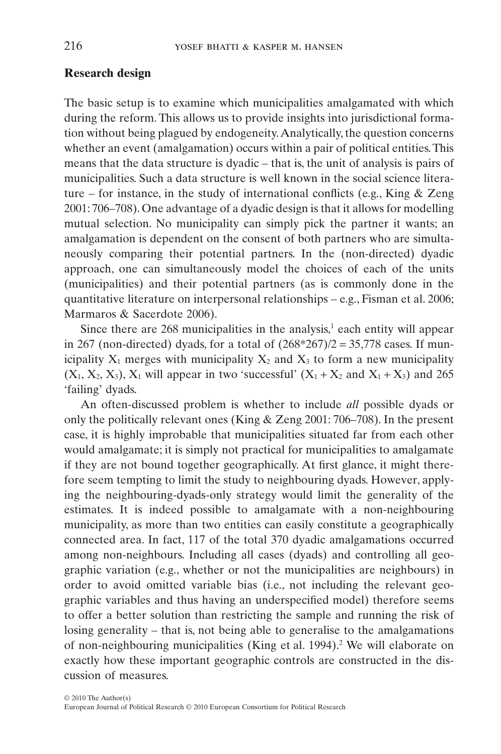## Research design

The basic setup is to examine which municipalities amalgamated with which during the reform. This allows us to provide insights into jurisdictional formation without being plagued by endogeneity. Analytically, the question concerns whether an event (amalgamation) occurs within a pair of political entities. This means that the data structure is dyadic – that is, the unit of analysis is pairs of municipalities. Such a data structure is well known in the social science literature – for instance, in the study of international conflicts (e.g., King & Zeng 2001: 706–708). One advantage of a dyadic design is that it allows for modelling mutual selection. No municipality can simply pick the partner it wants; an amalgamation is dependent on the consent of both partners who are simultaneously comparing their potential partners. In the (non-directed) dyadic approach, one can simultaneously model the choices of each of the units (municipalities) and their potential partners (as is commonly done in the quantitative literature on interpersonal relationships – e.g., Fisman et al. 2006; Marmaros & Sacerdote 2006).

Since there are 268 municipalities in the analysis,[1] each entity will appear in 267 (non-directed) dyads, for a total of $(268*267)/2 = 35,778$ cases. If municipality $X_1$ merges with municipality $X_2$ and $X_3$ to form a new municipality $(X_1, X_2, X_3)$, $X_1$ will appear in two 'successful' $(X_1 + X_2$ and $X_1 + X_3)$ and 265 'failing' dyads.

An often-discussed problem is whether to include *all* possible dyads or only the politically relevant ones (King & Zeng 2001: 706–708). In the present case, it is highly improbable that municipalities situated far from each other would amalgamate; it is simply not practical for municipalities to amalgamate if they are not bound together geographically. At first glance, it might therefore seem tempting to limit the study to neighbouring dyads. However, applying the neighbouring-dyads-only strategy would limit the generality of the estimates. It is indeed possible to amalgamate with a non-neighbouring municipality, as more than two entities can easily constitute a geographically connected area. In fact, 117 of the total 370 dyadic amalgamations occurred among non-neighbours. Including all cases (dyads) and controlling all geographic variation (e.g., whether or not the municipalities are neighbours) in order to avoid omitted variable bias (i.e., not including the relevant geographic variables and thus having an underspecified model) therefore seems to offer a better solution than restricting the sample and running the risk of losing generality – that is, not being able to generalise to the amalgamations of non-neighbouring municipalities (King et al. 1994).[2] We will elaborate on exactly how these important geographic controls are constructed in the discussion of measures.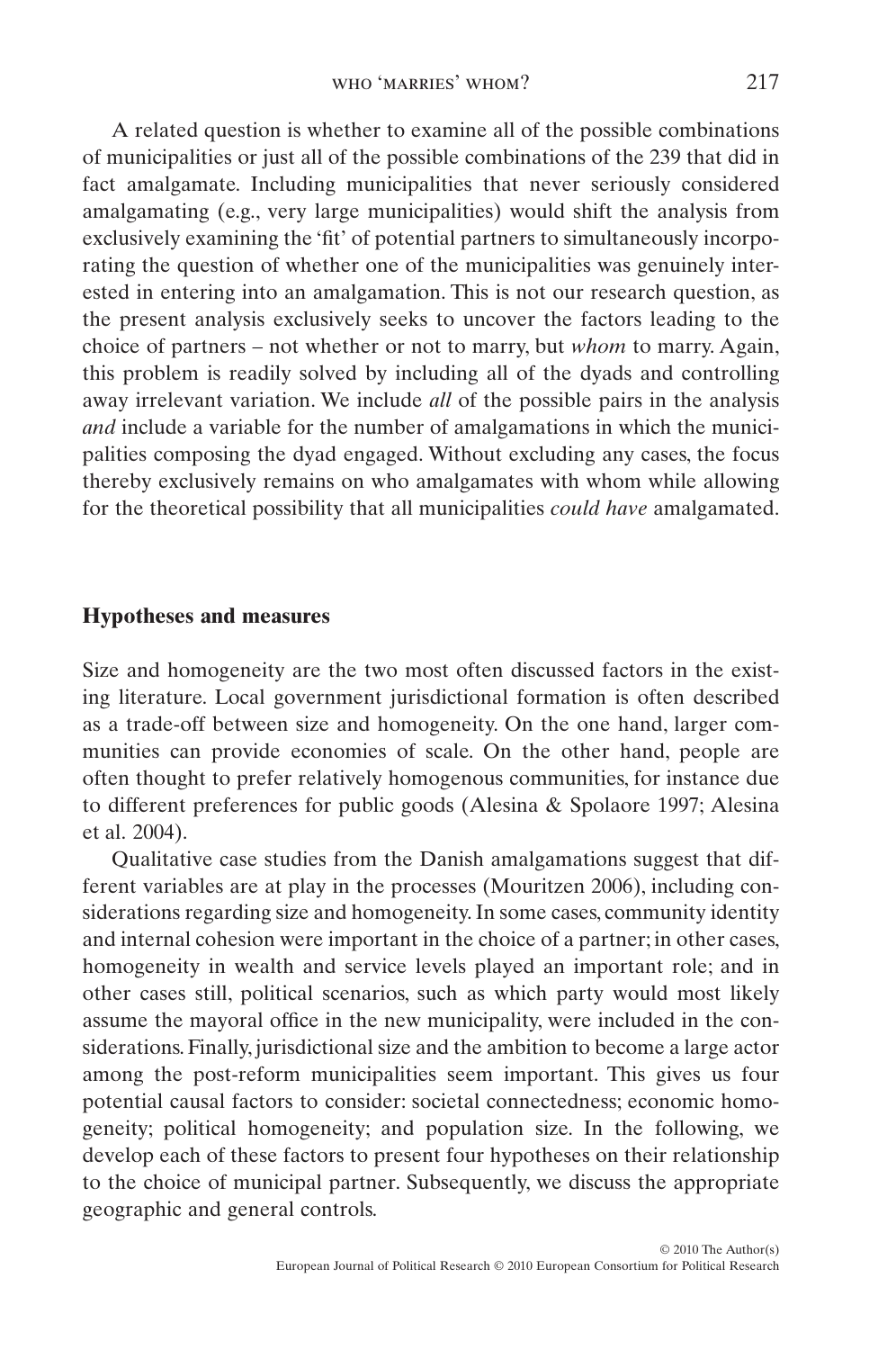A related question is whether to examine all of the possible combinations of municipalities or just all of the possible combinations of the 239 that did in fact amalgamate. Including municipalities that never seriously considered amalgamating (e.g., very large municipalities) would shift the analysis from exclusively examining the 'fit' of potential partners to simultaneously incorporating the question of whether one of the municipalities was genuinely interested in entering into an amalgamation. This is not our research question, as the present analysis exclusively seeks to uncover the factors leading to the choice of partners – not whether or not to marry, but *whom* to marry. Again, this problem is readily solved by including all of the dyads and controlling away irrelevant variation. We include *all* of the possible pairs in the analysis *and* include a variable for the number of amalgamations in which the municipalities composing the dyad engaged. Without excluding any cases, the focus thereby exclusively remains on who amalgamates with whom while allowing for the theoretical possibility that all municipalities *could have* amalgamated.

## Hypotheses and measures

Size and homogeneity are the two most often discussed factors in the existing literature. Local government jurisdictional formation is often described as a trade-off between size and homogeneity. On the one hand, larger communities can provide economies of scale. On the other hand, people are often thought to prefer relatively homogenous communities, for instance due to different preferences for public goods (Alesina & Spolaore 1997; Alesina et al. 2004).

Qualitative case studies from the Danish amalgamations suggest that different variables are at play in the processes (Mouritzen 2006), including considerations regarding size and homogeneity. In some cases, community identity and internal cohesion were important in the choice of a partner; in other cases, homogeneity in wealth and service levels played an important role; and in other cases still, political scenarios, such as which party would most likely assume the mayoral office in the new municipality, were included in the considerations. Finally, jurisdictional size and the ambition to become a large actor among the post-reform municipalities seem important. This gives us four potential causal factors to consider: societal connectedness; economic homogeneity; political homogeneity; and population size. In the following, we develop each of these factors to present four hypotheses on their relationship to the choice of municipal partner. Subsequently, we discuss the appropriate geographic and general controls.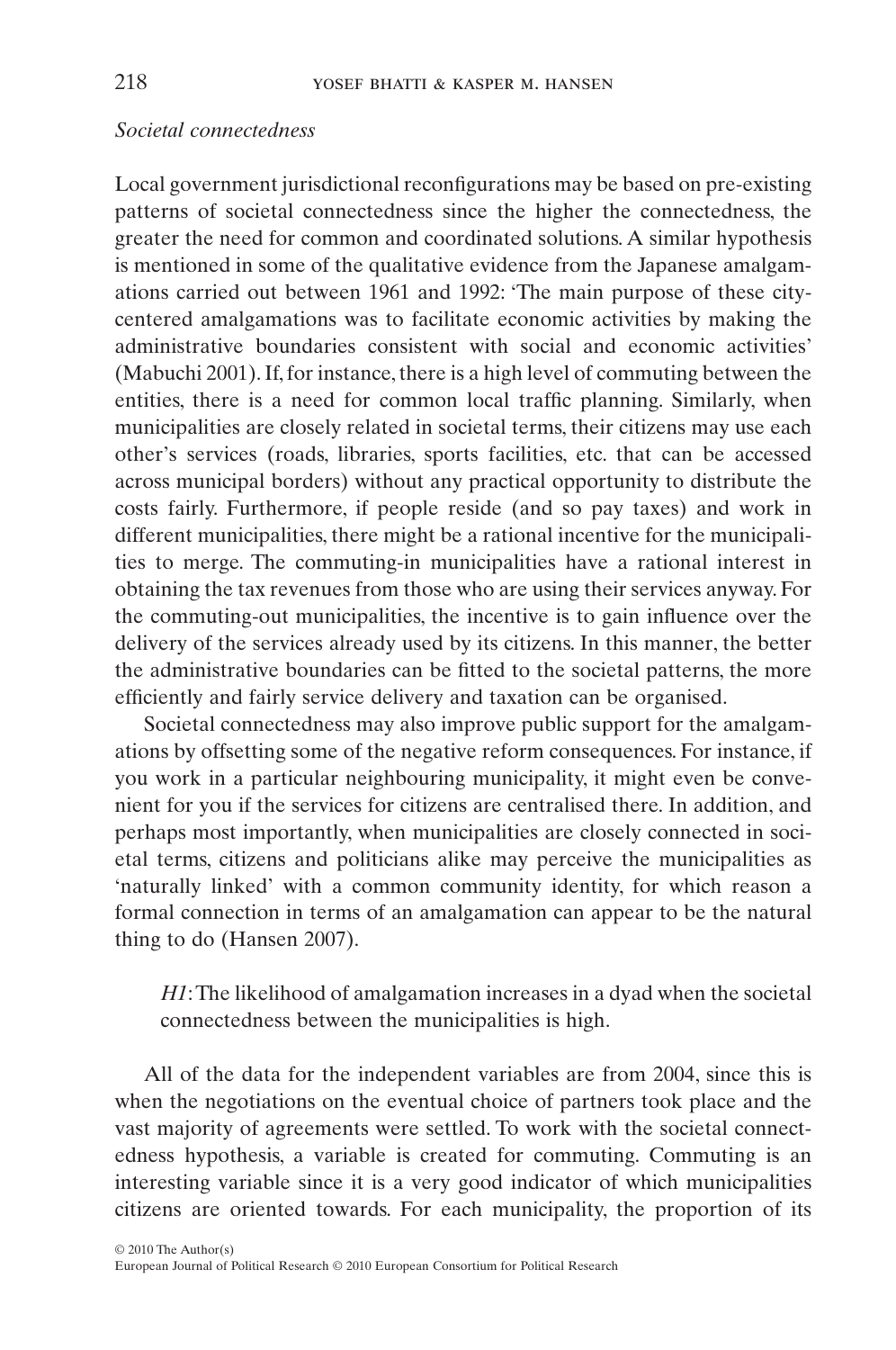*Societal connectedness*

Local government jurisdictional reconfigurations may be based on pre-existing patterns of societal connectedness since the higher the connectedness, the greater the need for common and coordinated solutions. A similar hypothesis is mentioned in some of the qualitative evidence from the Japanese amalgamations carried out between 1961 and 1992: 'The main purpose of these city-centered amalgamations was to facilitate economic activities by making the administrative boundaries consistent with social and economic activities' (Mabuchi 2001). If, for instance, there is a high level of commuting between the entities, there is a need for common local traffic planning. Similarly, when municipalities are closely related in societal terms, their citizens may use each other's services (roads, libraries, sports facilities, etc. that can be accessed across municipal borders) without any practical opportunity to distribute the costs fairly. Furthermore, if people reside (and so pay taxes) and work in different municipalities, there might be a rational incentive for the municipalities to merge. The commuting-in municipalities have a rational interest in obtaining the tax revenues from those who are using their services anyway. For the commuting-out municipalities, the incentive is to gain influence over the delivery of the services already used by its citizens. In this manner, the better the administrative boundaries can be fitted to the societal patterns, the more efficiently and fairly service delivery and taxation can be organised.

Societal connectedness may also improve public support for the amalgamations by offsetting some of the negative reform consequences. For instance, if you work in a particular neighbouring municipality, it might even be convenient for you if the services for citizens are centralised there. In addition, and perhaps most importantly, when municipalities are closely connected in societal terms, citizens and politicians alike may perceive the municipalities as 'naturally linked' with a common community identity, for which reason a formal connection in terms of an amalgamation can appear to be the natural thing to do (Hansen 2007).

> *H1*: The likelihood of amalgamation increases in a dyad when the societal connectedness between the municipalities is high.

All of the data for the independent variables are from 2004, since this is when the negotiations on the eventual choice of partners took place and the vast majority of agreements were settled. To work with the societal connectedness hypothesis, a variable is created for commuting. Commuting is an interesting variable since it is a very good indicator of which municipalities citizens are oriented towards. For each municipality, the proportion of its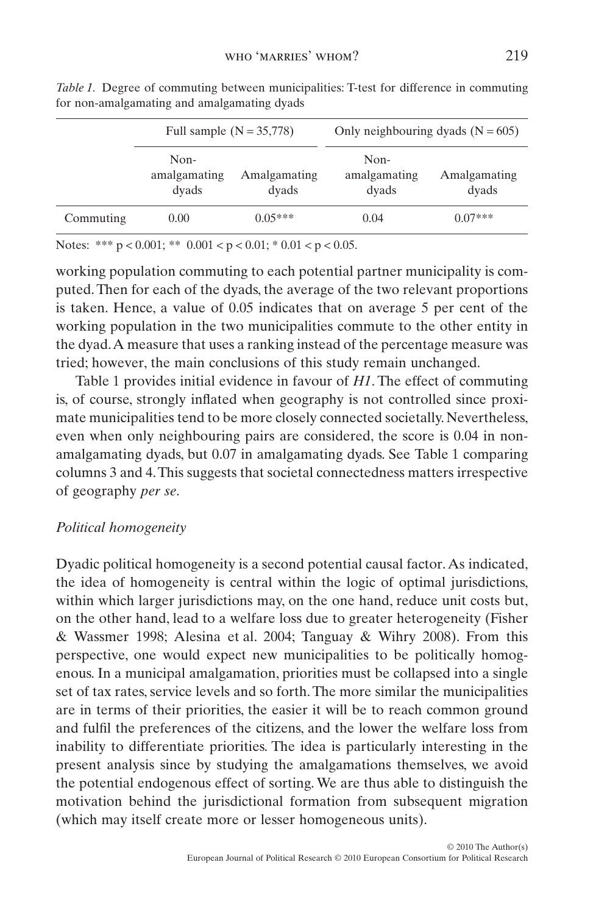*Table 1.* Degree of commuting between municipalities: T-test for difference in commuting for non-amalgamating and amalgamating dyads

| | Full sample (N = 35,778) | | Only neighbouring dyads (N = 605) | |
|---|---|---|---|---|
| | Non-amalgamating dyads | Amalgamating dyads | Non-amalgamating dyads | Amalgamating dyads |
| Commuting | 0.00 | 0.05*** | 0.04 | 0.07*** |

Notes: *** p < 0.001; ** 0.001 < p < 0.01; * 0.01 < p < 0.05.

working population commuting to each potential partner municipality is computed. Then for each of the dyads, the average of the two relevant proportions is taken. Hence, a value of 0.05 indicates that on average 5 per cent of the working population in the two municipalities commute to the other entity in the dyad. A measure that uses a ranking instead of the percentage measure was tried; however, the main conclusions of this study remain unchanged.

Table 1 provides initial evidence in favour of *H1*. The effect of commuting is, of course, strongly inflated when geography is not controlled since proximate municipalities tend to be more closely connected societally. Nevertheless, even when only neighbouring pairs are considered, the score is 0.04 in non-amalgamating dyads, but 0.07 in amalgamating dyads. See Table 1 comparing columns 3 and 4. This suggests that societal connectedness matters irrespective of geography *per se*.

### *Political homogeneity*

Dyadic political homogeneity is a second potential causal factor. As indicated, the idea of homogeneity is central within the logic of optimal jurisdictions, within which larger jurisdictions may, on the one hand, reduce unit costs but, on the other hand, lead to a welfare loss due to greater heterogeneity (Fisher & Wassmer 1998; Alesina et al. 2004; Tanguay & Wihry 2008). From this perspective, one would expect new municipalities to be politically homogenous. In a municipal amalgamation, priorities must be collapsed into a single set of tax rates, service levels and so forth. The more similar the municipalities are in terms of their priorities, the easier it will be to reach common ground and fulfil the preferences of the citizens, and the lower the welfare loss from inability to differentiate priorities. The idea is particularly interesting in the present analysis since by studying the amalgamations themselves, we avoid the potential endogenous effect of sorting. We are thus able to distinguish the motivation behind the jurisdictional formation from subsequent migration (which may itself create more or lesser homogeneous units).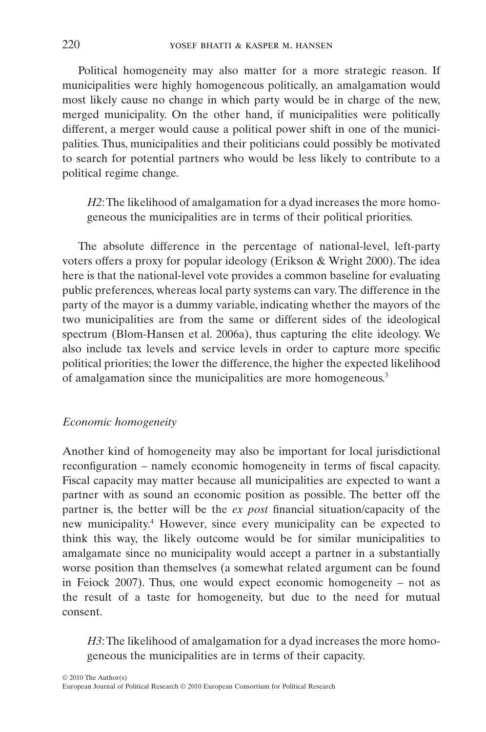Political homogeneity may also matter for a more strategic reason. If municipalities were highly homogeneous politically, an amalgamation would most likely cause no change in which party would be in charge of the new, merged municipality. On the other hand, if municipalities were politically different, a merger would cause a political power shift in one of the municipalities. Thus, municipalities and their politicians could possibly be motivated to search for potential partners who would be less likely to contribute to a political regime change.

> *H2*: The likelihood of amalgamation for a dyad increases the more homogeneous the municipalities are in terms of their political priorities.

The absolute difference in the percentage of national-level, left-party voters offers a proxy for popular ideology (Erikson & Wright 2000). The idea here is that the national-level vote provides a common baseline for evaluating public preferences, whereas local party systems can vary. The difference in the party of the mayor is a dummy variable, indicating whether the mayors of the two municipalities are from the same or different sides of the ideological spectrum (Blom-Hansen et al. 2006a), thus capturing the elite ideology. We also include tax levels and service levels in order to capture more specific political priorities; the lower the difference, the higher the expected likelihood of amalgamation since the municipalities are more homogeneous.[3]

### *Economic homogeneity*

Another kind of homogeneity may also be important for local jurisdictional reconfiguration – namely economic homogeneity in terms of fiscal capacity. Fiscal capacity may matter because all municipalities are expected to want a partner with as sound an economic position as possible. The better off the partner is, the better will be the *ex post* financial situation/capacity of the new municipality.[4] However, since every municipality can be expected to think this way, the likely outcome would be for similar municipalities to amalgamate since no municipality would accept a partner in a substantially worse position than themselves (a somewhat related argument can be found in Feiock 2007). Thus, one would expect economic homogeneity – not as the result of a taste for homogeneity, but due to the need for mutual consent.

> *H3*: The likelihood of amalgamation for a dyad increases the more homogeneous the municipalities are in terms of their capacity.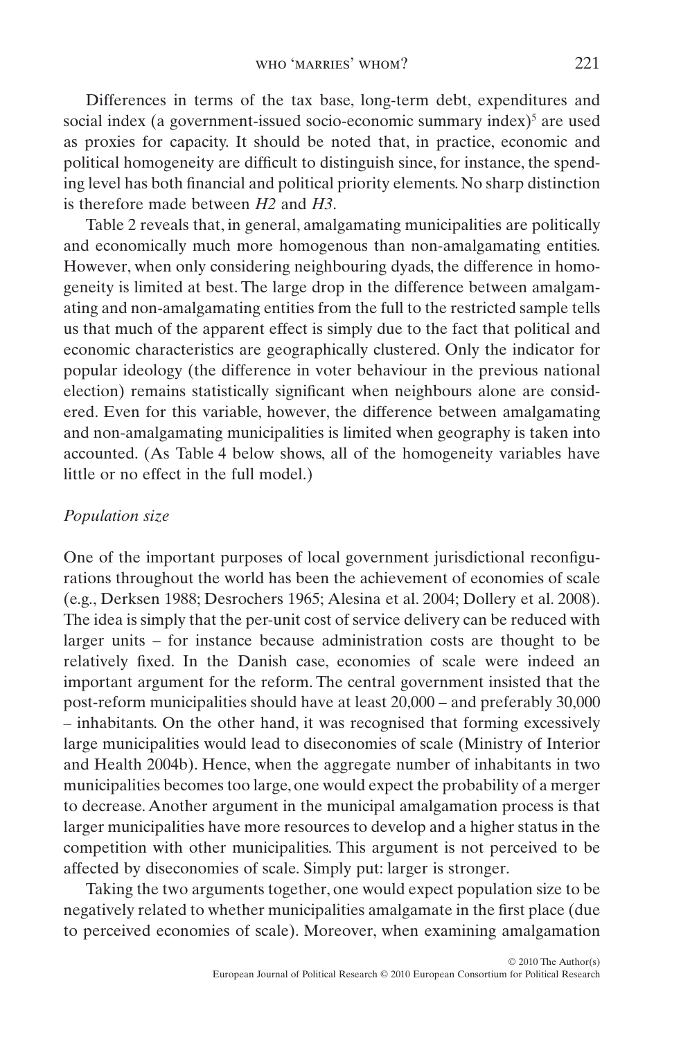Differences in terms of the tax base, long-term debt, expenditures and social index (a government-issued socio-economic summary index)[5] are used as proxies for capacity. It should be noted that, in practice, economic and political homogeneity are difficult to distinguish since, for instance, the spending level has both financial and political priority elements. No sharp distinction is therefore made between *H2* and *H3*.

Table 2 reveals that, in general, amalgamating municipalities are politically and economically much more homogenous than non-amalgamating entities. However, when only considering neighbouring dyads, the difference in homogeneity is limited at best. The large drop in the difference between amalgamating and non-amalgamating entities from the full to the restricted sample tells us that much of the apparent effect is simply due to the fact that political and economic characteristics are geographically clustered. Only the indicator for popular ideology (the difference in voter behaviour in the previous national election) remains statistically significant when neighbours alone are considered. Even for this variable, however, the difference between amalgamating and non-amalgamating municipalities is limited when geography is taken into accounted. (As Table 4 below shows, all of the homogeneity variables have little or no effect in the full model.)

*Population size*

One of the important purposes of local government jurisdictional reconfigurations throughout the world has been the achievement of economies of scale (e.g., Derksen 1988; Desrochers 1965; Alesina et al. 2004; Dollery et al. 2008). The idea is simply that the per-unit cost of service delivery can be reduced with larger units – for instance because administration costs are thought to be relatively fixed. In the Danish case, economies of scale were indeed an important argument for the reform. The central government insisted that the post-reform municipalities should have at least 20,000 – and preferably 30,000 – inhabitants. On the other hand, it was recognised that forming excessively large municipalities would lead to diseconomies of scale (Ministry of Interior and Health 2004b). Hence, when the aggregate number of inhabitants in two municipalities becomes too large, one would expect the probability of a merger to decrease. Another argument in the municipal amalgamation process is that larger municipalities have more resources to develop and a higher status in the competition with other municipalities. This argument is not perceived to be affected by diseconomies of scale. Simply put: larger is stronger.

Taking the two arguments together, one would expect population size to be negatively related to whether municipalities amalgamate in the first place (due to perceived economies of scale). Moreover, when examining amalgamation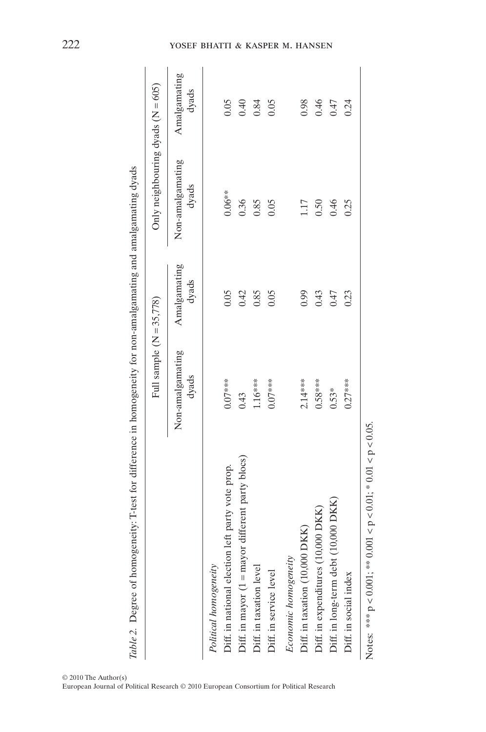*Table 2.* Degree of homogeneity: T-test for difference in homogeneity for non-amalgamating and amalgamating dyads

| | Full sample (N = 35,778) | | Only neighbouring dyads (N = 605) | |
|---|---|---|---|---|
| | Non-amalgamating dyads | Amalgamating dyads | Non-amalgamating dyads | Amalgamating dyads |
| *Political homogeneity* | | | | |
| Diff. in national election left party vote prop. | 0.07*** | 0.05 | 0.06** | 0.05 |
| Diff. in mayor (1 = mayor different party blocs) | 0.43 | 0.42 | 0.36 | 0.40 |
| Diff. in taxation level | 1.16*** | 0.85 | 0.85 | 0.84 |
| Diff. in service level | 0.07*** | 0.05 | 0.05 | 0.05 |
| *Economic homogeneity* | | | | |
| Diff. in taxation (10,000 DKK) | 2.14*** | 0.99 | 1.17 | 0.98 |
| Diff. in expenditures (10,000 DKK) | 0.58*** | 0.43 | 0.50 | 0.46 |
| Diff. in long-term debt (10,000 DKK) | 0.53* | 0.47 | 0.46 | 0.47 |
| Diff. in social index | 0.27*** | 0.23 | 0.25 | 0.24 |

Notes: *** $p < 0.001$; ** $0.001 < p < 0.01$; * $0.01 < p < 0.05$.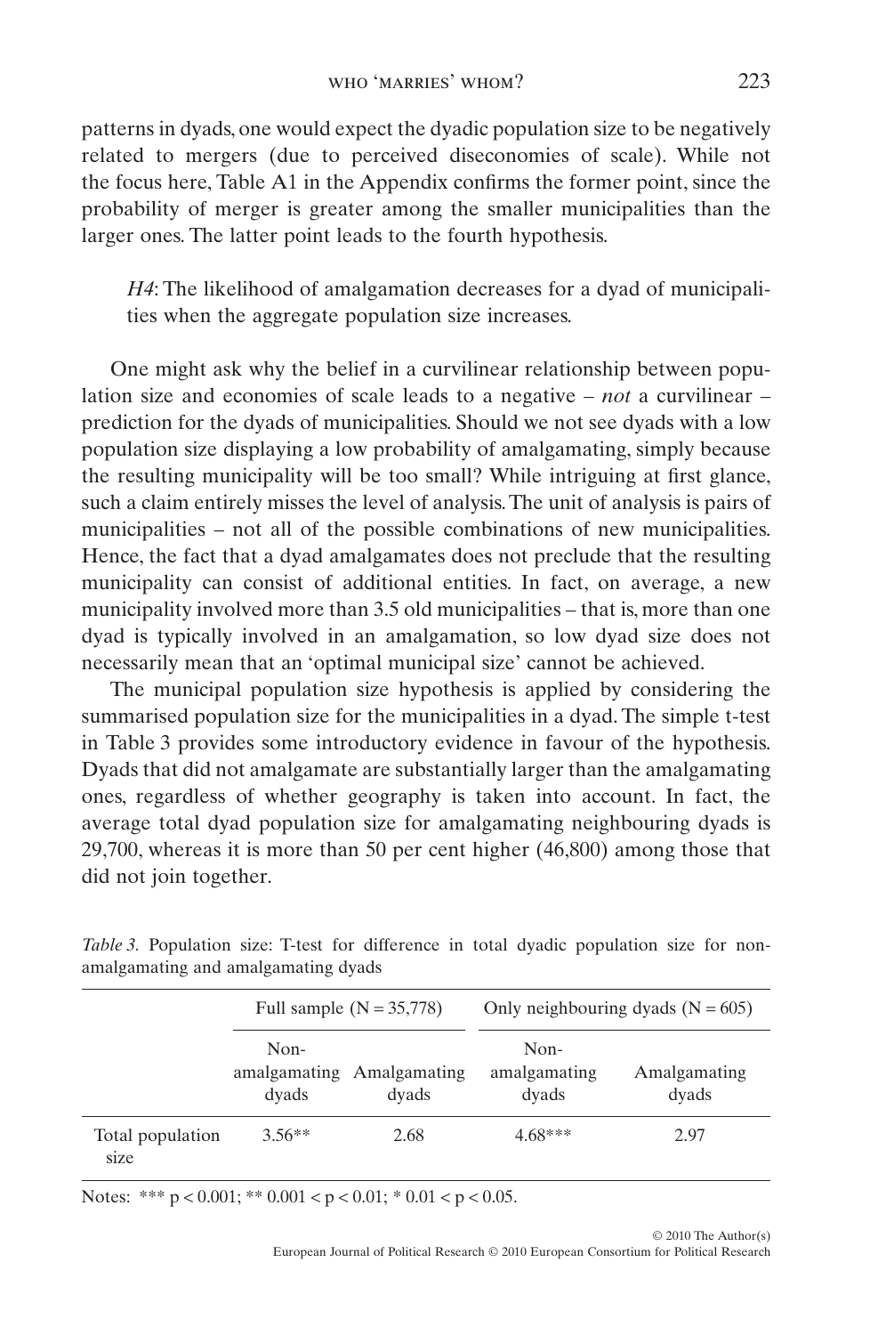patterns in dyads, one would expect the dyadic population size to be negatively related to mergers (due to perceived diseconomies of scale). While not the focus here, Table A1 in the Appendix confirms the former point, since the probability of merger is greater among the smaller municipalities than the larger ones. The latter point leads to the fourth hypothesis.

> *H4*: The likelihood of amalgamation decreases for a dyad of municipalities when the aggregate population size increases.

One might ask why the belief in a curvilinear relationship between population size and economies of scale leads to a negative – *not* a curvilinear – prediction for the dyads of municipalities. Should we not see dyads with a low population size displaying a low probability of amalgamating, simply because the resulting municipality will be too small? While intriguing at first glance, such a claim entirely misses the level of analysis. The unit of analysis is pairs of municipalities – not all of the possible combinations of new municipalities. Hence, the fact that a dyad amalgamates does not preclude that the resulting municipality can consist of additional entities. In fact, on average, a new municipality involved more than 3.5 old municipalities – that is, more than one dyad is typically involved in an amalgamation, so low dyad size does not necessarily mean that an 'optimal municipal size' cannot be achieved.

The municipal population size hypothesis is applied by considering the summarised population size for the municipalities in a dyad. The simple t-test in Table 3 provides some introductory evidence in favour of the hypothesis. Dyads that did not amalgamate are substantially larger than the amalgamating ones, regardless of whether geography is taken into account. In fact, the average total dyad population size for amalgamating neighbouring dyads is 29,700, whereas it is more than 50 per cent higher (46,800) among those that did not join together.

*Table 3.* Population size: T-test for difference in total dyadic population size for non-amalgamating and amalgamating dyads

| | Full sample (N = 35,778) | | Only neighbouring dyads (N = 605) | |
|---|---|---|---|---|
| | Non-amalgamating dyads | Amalgamating dyads | Non-amalgamating dyads | Amalgamating dyads |
| Total population size | 3.56** | 2.68 | 4.68*** | 2.97 |

Notes: *** $p < 0.001$; ** $0.001 < p < 0.01$; * $0.01 < p < 0.05$.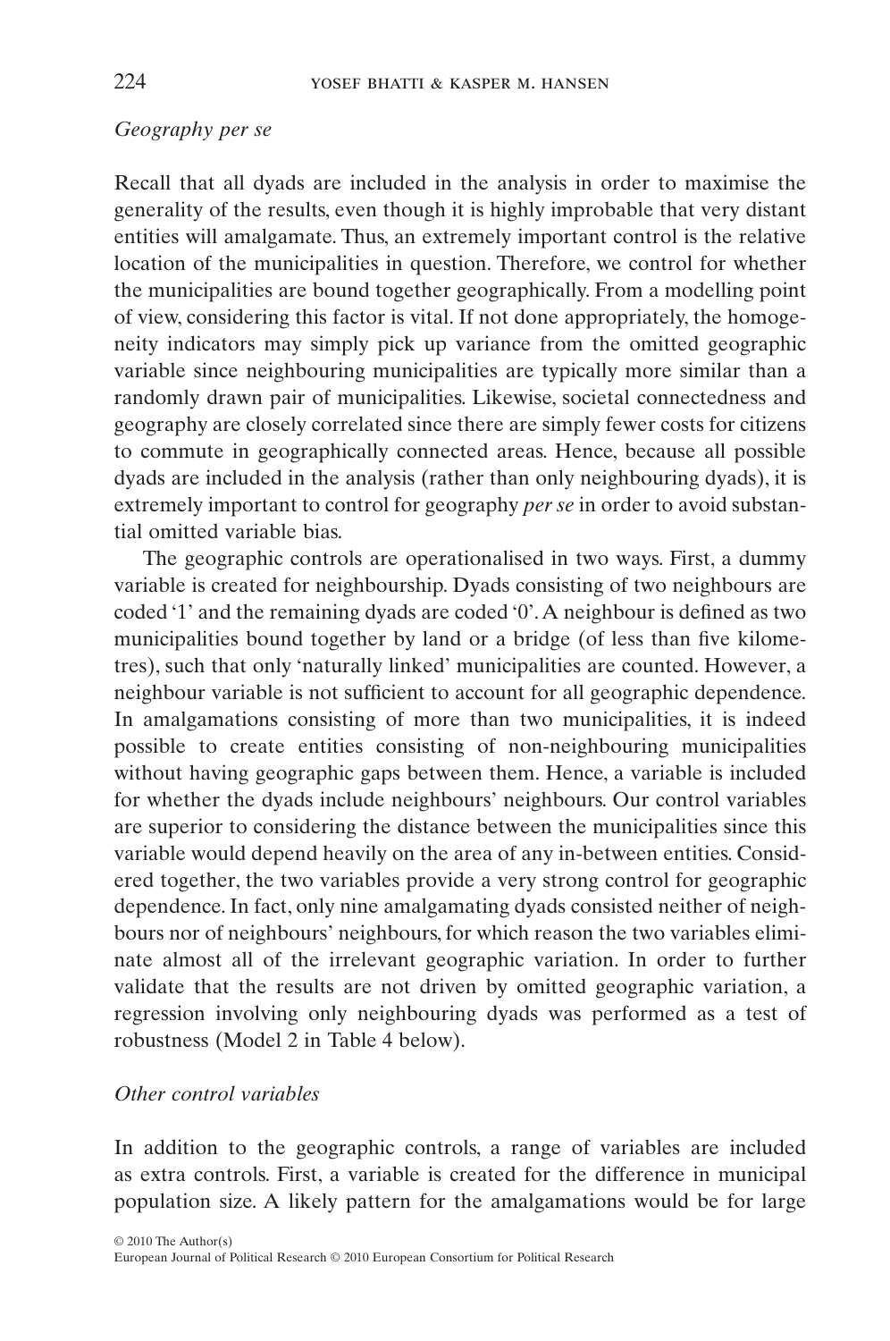*Geography per se*

Recall that all dyads are included in the analysis in order to maximise the generality of the results, even though it is highly improbable that very distant entities will amalgamate. Thus, an extremely important control is the relative location of the municipalities in question. Therefore, we control for whether the municipalities are bound together geographically. From a modelling point of view, considering this factor is vital. If not done appropriately, the homogeneity indicators may simply pick up variance from the omitted geographic variable since neighbouring municipalities are typically more similar than a randomly drawn pair of municipalities. Likewise, societal connectedness and geography are closely correlated since there are simply fewer costs for citizens to commute in geographically connected areas. Hence, because all possible dyads are included in the analysis (rather than only neighbouring dyads), it is extremely important to control for geography *per se* in order to avoid substantial omitted variable bias.

The geographic controls are operationalised in two ways. First, a dummy variable is created for neighbourship. Dyads consisting of two neighbours are coded '1' and the remaining dyads are coded '0'. A neighbour is defined as two municipalities bound together by land or a bridge (of less than five kilometres), such that only 'naturally linked' municipalities are counted. However, a neighbour variable is not sufficient to account for all geographic dependence. In amalgamations consisting of more than two municipalities, it is indeed possible to create entities consisting of non-neighbouring municipalities without having geographic gaps between them. Hence, a variable is included for whether the dyads include neighbours' neighbours. Our control variables are superior to considering the distance between the municipalities since this variable would depend heavily on the area of any in-between entities. Considered together, the two variables provide a very strong control for geographic dependence. In fact, only nine amalgamating dyads consisted neither of neighbours nor of neighbours' neighbours, for which reason the two variables eliminate almost all of the irrelevant geographic variation. In order to further validate that the results are not driven by omitted geographic variation, a regression involving only neighbouring dyads was performed as a test of robustness (Model 2 in Table 4 below).

*Other control variables*

In addition to the geographic controls, a range of variables are included as extra controls. First, a variable is created for the difference in municipal population size. A likely pattern for the amalgamations would be for large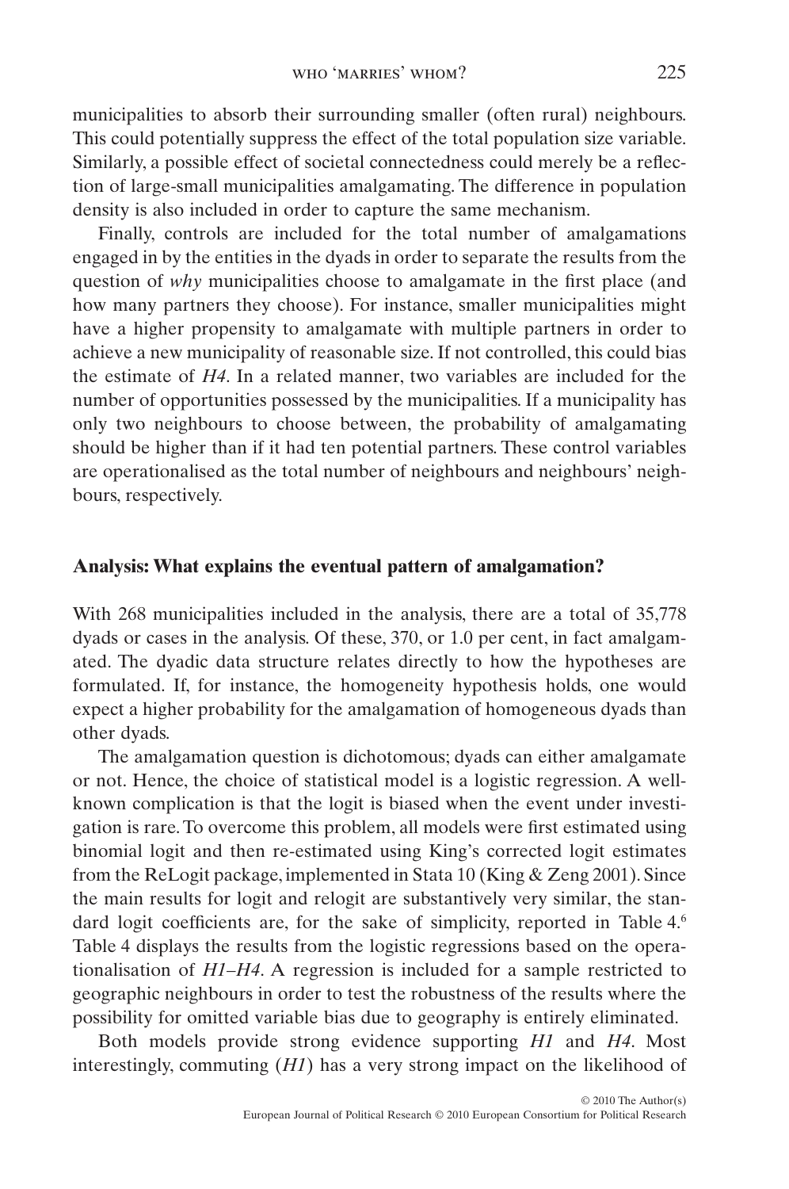municipalities to absorb their surrounding smaller (often rural) neighbours. This could potentially suppress the effect of the total population size variable. Similarly, a possible effect of societal connectedness could merely be a reflection of large-small municipalities amalgamating. The difference in population density is also included in order to capture the same mechanism.

Finally, controls are included for the total number of amalgamations engaged in by the entities in the dyads in order to separate the results from the question of *why* municipalities choose to amalgamate in the first place (and how many partners they choose). For instance, smaller municipalities might have a higher propensity to amalgamate with multiple partners in order to achieve a new municipality of reasonable size. If not controlled, this could bias the estimate of *H4*. In a related manner, two variables are included for the number of opportunities possessed by the municipalities. If a municipality has only two neighbours to choose between, the probability of amalgamating should be higher than if it had ten potential partners. These control variables are operationalised as the total number of neighbours and neighbours' neighbours, respectively.

## Analysis: What explains the eventual pattern of amalgamation?

With 268 municipalities included in the analysis, there are a total of 35,778 dyads or cases in the analysis. Of these, 370, or 1.0 per cent, in fact amalgamated. The dyadic data structure relates directly to how the hypotheses are formulated. If, for instance, the homogeneity hypothesis holds, one would expect a higher probability for the amalgamation of homogeneous dyads than other dyads.

The amalgamation question is dichotomous; dyads can either amalgamate or not. Hence, the choice of statistical model is a logistic regression. A well-known complication is that the logit is biased when the event under investigation is rare. To overcome this problem, all models were first estimated using binomial logit and then re-estimated using King's corrected logit estimates from the ReLogit package, implemented in Stata 10 (King & Zeng 2001). Since the main results for logit and relogit are substantively very similar, the standard logit coefficients are, for the sake of simplicity, reported in Table 4.[6] Table 4 displays the results from the logistic regressions based on the operationalisation of *H1*–*H4*. A regression is included for a sample restricted to geographic neighbours in order to test the robustness of the results where the possibility for omitted variable bias due to geography is entirely eliminated.

Both models provide strong evidence supporting *H1* and *H4*. Most interestingly, commuting (*H1*) has a very strong impact on the likelihood of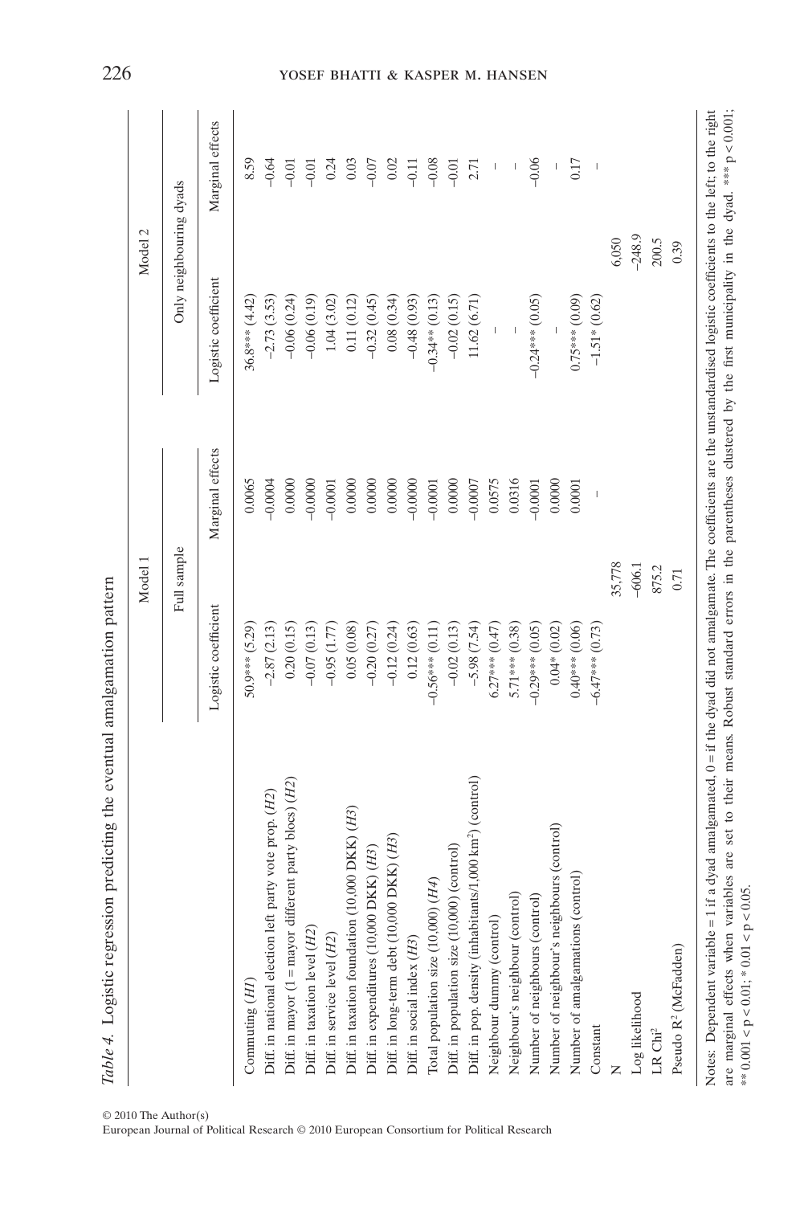*Table 4.* Logistic regression predicting the eventual amalgamation pattern

| | Model 1 | | Model 2 | |
|---|---|---|---|---|
| | Full sample | | Only neighbouring dyads | |
| | Logistic coefficient | Marginal effects | Logistic coefficient | Marginal effects |
| Commuting (*H1*) | 50.9*** (5.29) | 0.0065 | 36.8*** (4.42) | 8.59 |
| Diff. in national election left party vote prop. (*H2*) | −2.87 (2.13) | −0.0004 | −2.73 (3.53) | −0.64 |
| Diff. in mayor (1 = mayor different party blocs) (*H2*) | 0.20 (0.15) | 0.0000 | −0.06 (0.24) | −0.01 |
| Diff. in taxation level (*H2*) | −0.07 (0.13) | −0.0000 | −0.06 (0.19) | −0.01 |
| Diff. in service level (*H2*) | −0.95 (1.77) | −0.0001 | 1.04 (3.02) | 0.24 |
| Diff. in taxation foundation (10,000 DKK) (*H3*) | 0.05 (0.08) | 0.0000 | 0.11 (0.12) | 0.03 |
| Diff. in expenditures (10,000 DKK) (*H3*) | −0.20 (0.27) | 0.0000 | −0.32 (0.45) | −0.07 |
| Diff. in long-term debt (10,000 DKK) (*H3*) | −0.12 (0.24) | 0.0000 | 0.08 (0.34) | 0.02 |
| Diff. in social index (*H3*) | 0.12 (0.63) | −0.0000 | −0.48 (0.93) | −0.11 |
| Total population size (10,000) (*H4*) | −0.56*** (0.11) | −0.0001 | −0.34** (0.13) | −0.08 |
| Diff. in population size (10,000) (control) | −0.02 (0.13) | 0.0000 | −0.02 (0.15) | −0.01 |
| Diff. in pop. density (inhabitants/1,000 km$^2$) (control) | −5.98 (7.54) | −0.0007 | 11.62 (6.71) | 2.71 |
| Neighbour dummy (control) | 6.27*** (0.47) | 0.0575 | – | – |
| Neighbour's neighbour (control) | 5.71*** (0.38) | 0.0316 | – | – |
| Number of neighbours (control) | −0.29*** (0.05) | −0.0001 | −0.24*** (0.05) | −0.06 |
| Number of neighbour's neighbours (control) | 0.04* (0.02) | 0.0000 | – | – |
| Number of amalgamations (control) | 0.40*** (0.06) | 0.0001 | 0.75*** (0.09) | 0.17 |
| Constant | −6.47*** (0.73) | – | −1.51* (0.62) | – |
| N | 35,778 | | 6,050 | |
| Log likelihood | −606.1 | | −248.9 | |
| LR Chi$^2$ | 875.2 | | 200.5 | |
| Pseudo $R^2$ (McFadden) | 0.71 | | 0.39 | |

Notes: Dependent variable = 1 if a dyad amalgamated, 0 = if the dyad did not amalgamate. The coefficients are the unstandardised logistic coefficients to the left; to the right are marginal effects when variables are set to their means. Robust standard errors in the parentheses clustered by the first municipality in the dyad. *** $p < 0.001$; ** $0.001 < p < 0.01$; * $0.01 < p < 0.05$.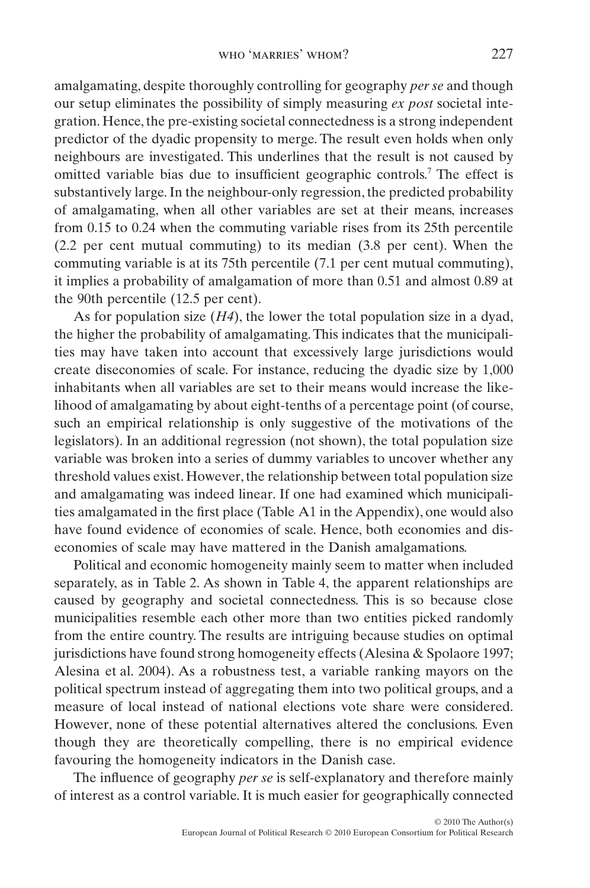amalgamating, despite thoroughly controlling for geography *per se* and though our setup eliminates the possibility of simply measuring *ex post* societal integration. Hence, the pre-existing societal connectedness is a strong independent predictor of the dyadic propensity to merge. The result even holds when only neighbours are investigated. This underlines that the result is not caused by omitted variable bias due to insufficient geographic controls.[7] The effect is substantively large. In the neighbour-only regression, the predicted probability of amalgamating, when all other variables are set at their means, increases from 0.15 to 0.24 when the commuting variable rises from its 25th percentile (2.2 per cent mutual commuting) to its median (3.8 per cent). When the commuting variable is at its 75th percentile (7.1 per cent mutual commuting), it implies a probability of amalgamation of more than 0.51 and almost 0.89 at the 90th percentile (12.5 per cent).

As for population size (*H4*), the lower the total population size in a dyad, the higher the probability of amalgamating. This indicates that the municipalities may have taken into account that excessively large jurisdictions would create diseconomies of scale. For instance, reducing the dyadic size by 1,000 inhabitants when all variables are set to their means would increase the likelihood of amalgamating by about eight-tenths of a percentage point (of course, such an empirical relationship is only suggestive of the motivations of the legislators). In an additional regression (not shown), the total population size variable was broken into a series of dummy variables to uncover whether any threshold values exist. However, the relationship between total population size and amalgamating was indeed linear. If one had examined which municipalities amalgamated in the first place (Table A1 in the Appendix), one would also have found evidence of economies of scale. Hence, both economies and diseconomies of scale may have mattered in the Danish amalgamations.

Political and economic homogeneity mainly seem to matter when included separately, as in Table 2. As shown in Table 4, the apparent relationships are caused by geography and societal connectedness. This is so because close municipalities resemble each other more than two entities picked randomly from the entire country. The results are intriguing because studies on optimal jurisdictions have found strong homogeneity effects (Alesina & Spolaore 1997; Alesina et al. 2004). As a robustness test, a variable ranking mayors on the political spectrum instead of aggregating them into two political groups, and a measure of local instead of national elections vote share were considered. However, none of these potential alternatives altered the conclusions. Even though they are theoretically compelling, there is no empirical evidence favouring the homogeneity indicators in the Danish case.

The influence of geography *per se* is self-explanatory and therefore mainly of interest as a control variable. It is much easier for geographically connected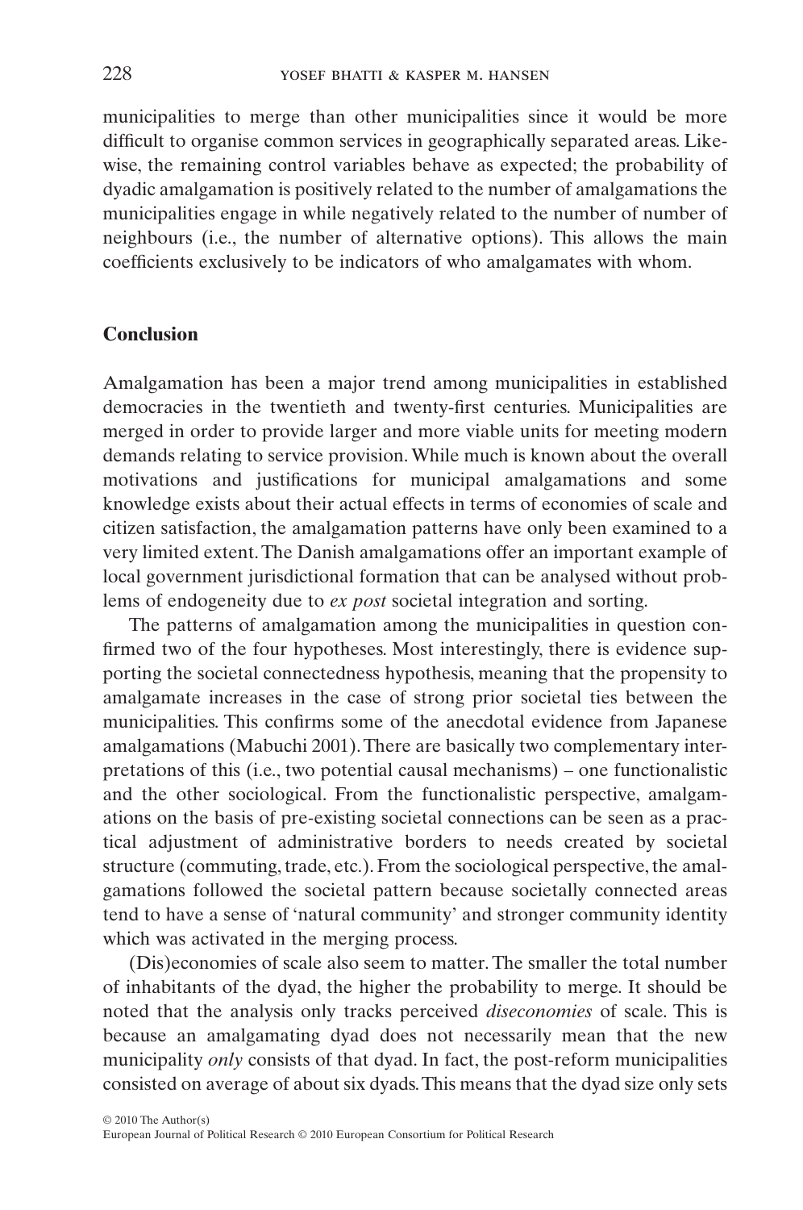municipalities to merge than other municipalities since it would be more difficult to organise common services in geographically separated areas. Likewise, the remaining control variables behave as expected; the probability of dyadic amalgamation is positively related to the number of amalgamations the municipalities engage in while negatively related to the number of number of neighbours (i.e., the number of alternative options). This allows the main coefficients exclusively to be indicators of who amalgamates with whom.

## Conclusion

Amalgamation has been a major trend among municipalities in established democracies in the twentieth and twenty-first centuries. Municipalities are merged in order to provide larger and more viable units for meeting modern demands relating to service provision. While much is known about the overall motivations and justifications for municipal amalgamations and some knowledge exists about their actual effects in terms of economies of scale and citizen satisfaction, the amalgamation patterns have only been examined to a very limited extent. The Danish amalgamations offer an important example of local government jurisdictional formation that can be analysed without problems of endogeneity due to *ex post* societal integration and sorting.

The patterns of amalgamation among the municipalities in question confirmed two of the four hypotheses. Most interestingly, there is evidence supporting the societal connectedness hypothesis, meaning that the propensity to amalgamate increases in the case of strong prior societal ties between the municipalities. This confirms some of the anecdotal evidence from Japanese amalgamations (Mabuchi 2001). There are basically two complementary interpretations of this (i.e., two potential causal mechanisms) – one functionalistic and the other sociological. From the functionalistic perspective, amalgamations on the basis of pre-existing societal connections can be seen as a practical adjustment of administrative borders to needs created by societal structure (commuting, trade, etc.). From the sociological perspective, the amalgamations followed the societal pattern because societally connected areas tend to have a sense of 'natural community' and stronger community identity which was activated in the merging process.

(Dis)economies of scale also seem to matter. The smaller the total number of inhabitants of the dyad, the higher the probability to merge. It should be noted that the analysis only tracks perceived *diseconomies* of scale. This is because an amalgamating dyad does not necessarily mean that the new municipality *only* consists of that dyad. In fact, the post-reform municipalities consisted on average of about six dyads. This means that the dyad size only sets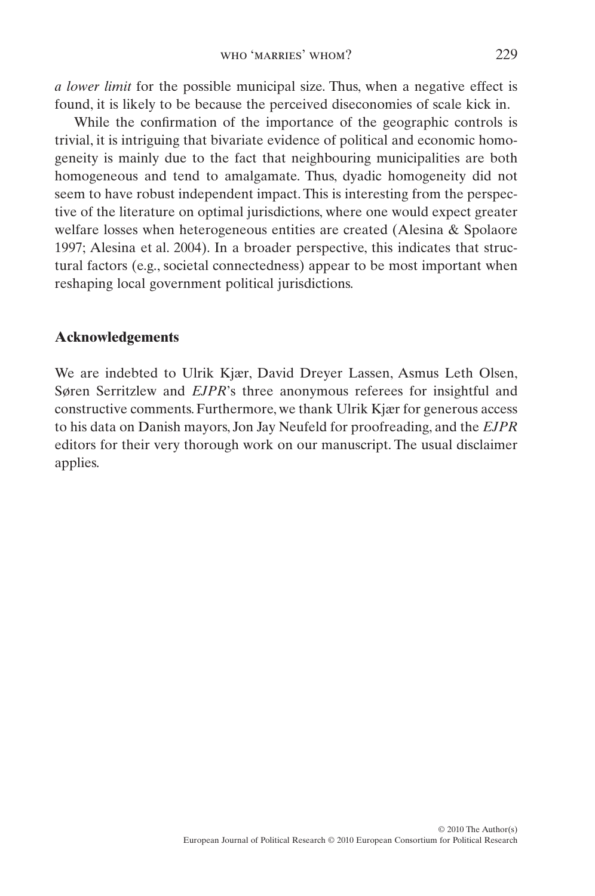*a lower limit* for the possible municipal size. Thus, when a negative effect is found, it is likely to be because the perceived diseconomies of scale kick in.

While the confirmation of the importance of the geographic controls is trivial, it is intriguing that bivariate evidence of political and economic homogeneity is mainly due to the fact that neighbouring municipalities are both homogeneous and tend to amalgamate. Thus, dyadic homogeneity did not seem to have robust independent impact. This is interesting from the perspective of the literature on optimal jurisdictions, where one would expect greater welfare losses when heterogeneous entities are created (Alesina & Spolaore 1997; Alesina et al. 2004). In a broader perspective, this indicates that structural factors (e.g., societal connectedness) appear to be most important when reshaping local government political jurisdictions.

## Acknowledgements

We are indebted to Ulrik Kjær, David Dreyer Lassen, Asmus Leth Olsen, Søren Serritzlew and *EJPR*'s three anonymous referees for insightful and constructive comments. Furthermore, we thank Ulrik Kjær for generous access to his data on Danish mayors, Jon Jay Neufeld for proofreading, and the *EJPR* editors for their very thorough work on our manuscript. The usual disclaimer applies.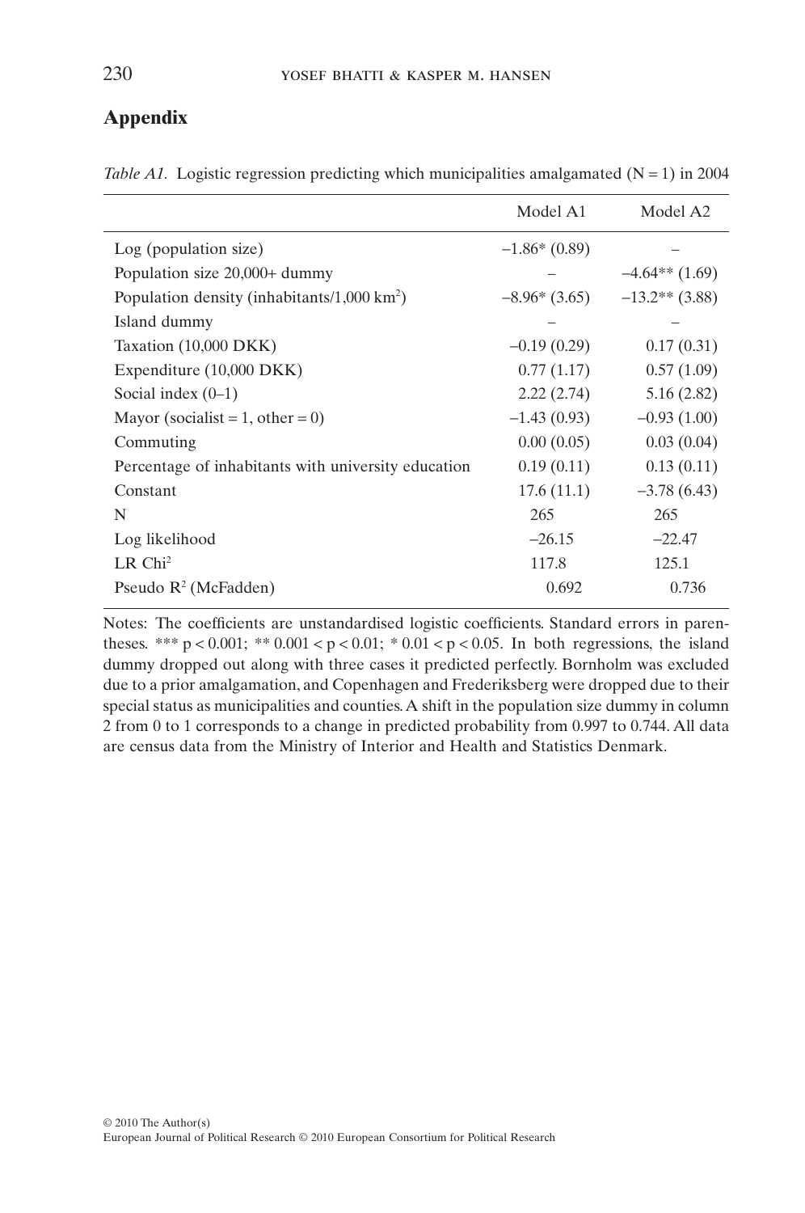## Appendix

*Table A1.* Logistic regression predicting which municipalities amalgamated (N = 1) in 2004

| | Model A1 | Model A2 |
|---|---|---|
| Log (population size) | –1.86* (0.89) | – |
| Population size 20,000+ dummy | – | –4.64** (1.69) |
| Population density (inhabitants/1,000 km$^2$) | –8.96* (3.65) | –13.2** (3.88) |
| Island dummy | – | – |
| Taxation (10,000 DKK) | –0.19 (0.29) | 0.17 (0.31) |
| Expenditure (10,000 DKK) | 0.77 (1.17) | 0.57 (1.09) |
| Social index (0–1) | 2.22 (2.74) | 5.16 (2.82) |
| Mayor (socialist = 1, other = 0) | –1.43 (0.93) | –0.93 (1.00) |
| Commuting | 0.00 (0.05) | 0.03 (0.04) |
| Percentage of inhabitants with university education | 0.19 (0.11) | 0.13 (0.11) |
| Constant | 17.6 (11.1) | –3.78 (6.43) |
| N | 265 | 265 |
| Log likelihood | –26.15 | –22.47 |
| LR Chi$^2$ | 117.8 | 125.1 |
| Pseudo $R^2$ (McFadden) | 0.692 | 0.736 |

Notes: The coefficients are unstandardised logistic coefficients. Standard errors in parentheses. *** $p < 0.001$; ** $0.001 < p < 0.01$; * $0.01 < p < 0.05$. In both regressions, the island dummy dropped out along with three cases it predicted perfectly. Bornholm was excluded due to a prior amalgamation, and Copenhagen and Frederiksberg were dropped due to their special status as municipalities and counties. A shift in the population size dummy in column 2 from 0 to 1 corresponds to a change in predicted probability from 0.997 to 0.744. All data are census data from the Ministry of Interior and Health and Statistics Denmark.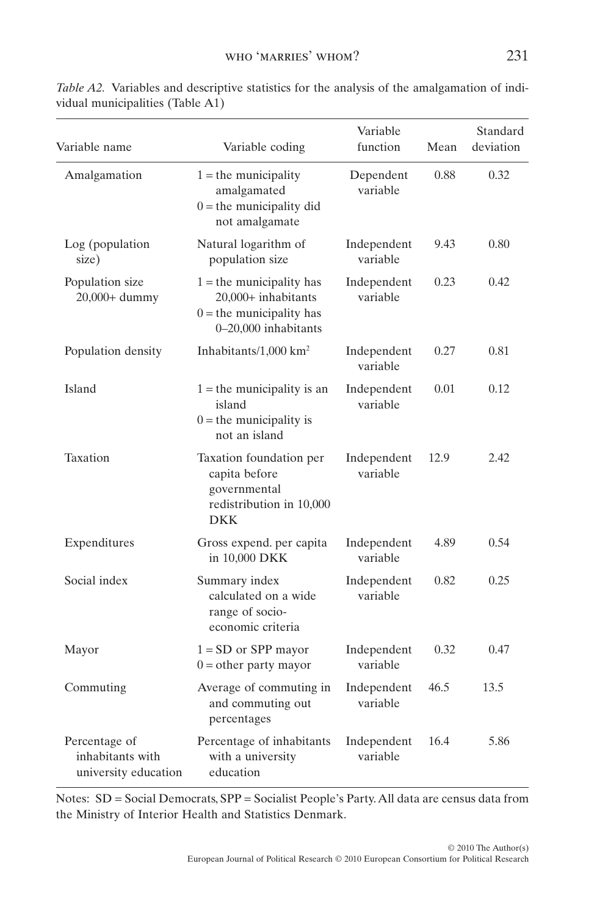*Table A2.* Variables and descriptive statistics for the analysis of the amalgamation of individual municipalities (Table A1)

| Variable name | Variable coding | Variable function | Mean | Standard deviation |
|---|---|---|---|---|
| Amalgamation | 1 = the municipality amalgamated<br>0 = the municipality did not amalgamate | Dependent variable | 0.88 | 0.32 |
| Log (population size) | Natural logarithm of population size | Independent variable | 9.43 | 0.80 |
| Population size 20,000+ dummy | 1 = the municipality has 20,000+ inhabitants<br>0 = the municipality has 0–20,000 inhabitants | Independent variable | 0.23 | 0.42 |
| Population density | Inhabitants/1,000 km$^2$ | Independent variable | 0.27 | 0.81 |
| Island | 1 = the municipality is an island<br>0 = the municipality is not an island | Independent variable | 0.01 | 0.12 |
| Taxation | Taxation foundation per capita before governmental redistribution in 10,000 DKK | Independent variable | 12.9 | 2.42 |
| Expenditures | Gross expend. per capita in 10,000 DKK | Independent variable | 4.89 | 0.54 |
| Social index | Summary index calculated on a wide range of socio-economic criteria | Independent variable | 0.82 | 0.25 |
| Mayor | 1 = SD or SPP mayor<br>0 = other party mayor | Independent variable | 0.32 | 0.47 |
| Commuting | Average of commuting in and commuting out percentages | Independent variable | 46.5 | 13.5 |
| Percentage of inhabitants with university education | Percentage of inhabitants with a university education | Independent variable | 16.4 | 5.86 |

Notes: SD = Social Democrats, SPP = Socialist People's Party. All data are census data from the Ministry of Interior Health and Statistics Denmark.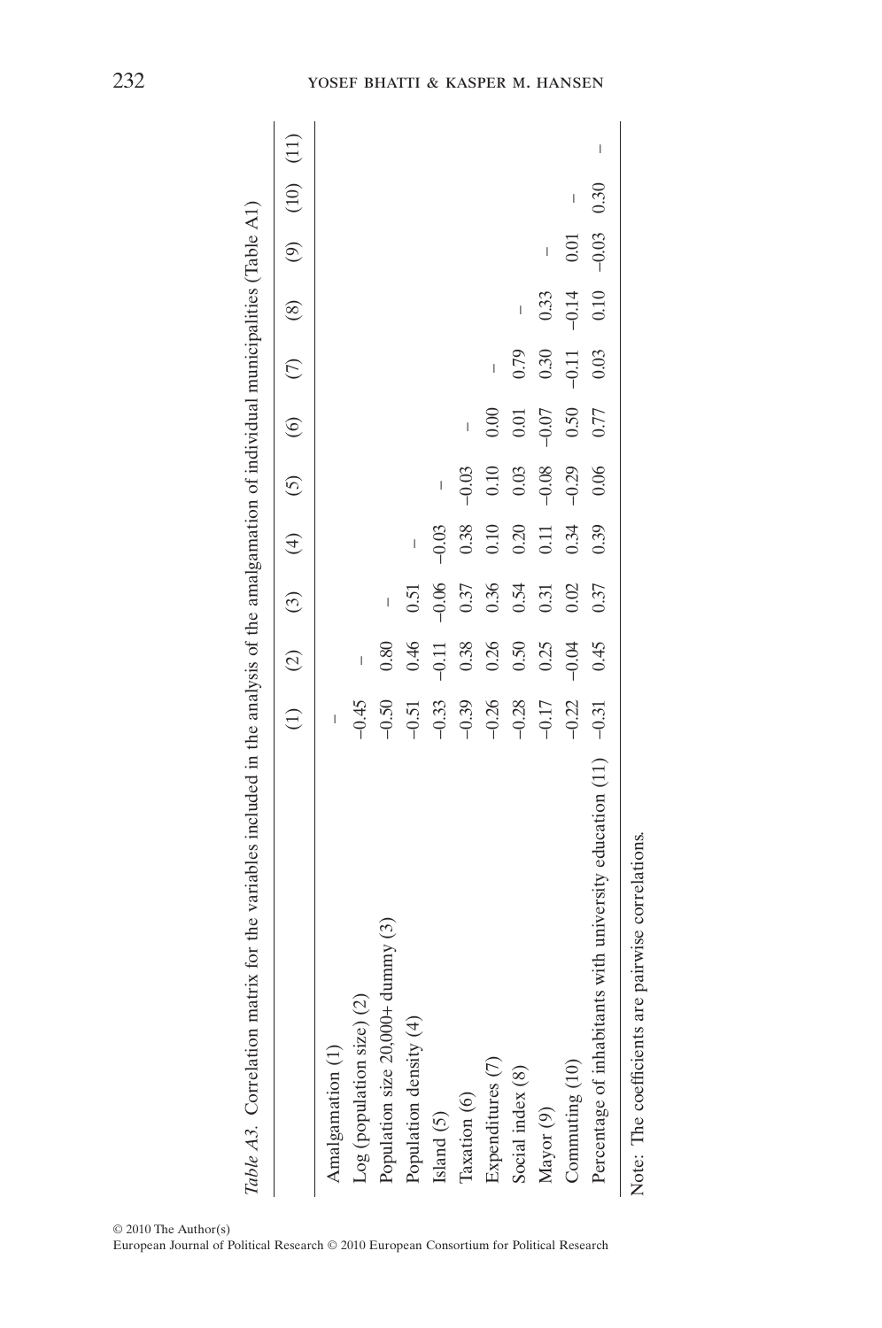*Table A3.* Correlation matrix for the variables included in the analysis of the amalgamation of individual municipalities (Table A1)

| | (1) | (2) | (3) | (4) | (5) | (6) | (7) | (8) | (9) | (10) | (11) |
|---|---|---|---|---|---|---|---|---|---|---|---|
| Amalgamation (1) | – | | | | | | | | | | |
| Log (population size) (2) | –0.45 | – | | | | | | | | | |
| Population size 20,000+ dummy (3) | –0.50 | 0.80 | – | | | | | | | | |
| Population density (4) | –0.51 | 0.46 | 0.51 | – | | | | | | | |
| Island (5) | –0.33 | –0.11 | –0.06 | –0.03 | – | | | | | | |
| Taxation (6) | –0.39 | 0.38 | 0.37 | 0.38 | –0.03 | – | | | | | |
| Expenditures (7) | –0.26 | 0.26 | 0.36 | 0.10 | 0.10 | 0.00 | – | | | | |
| Social index (8) | –0.28 | 0.50 | 0.54 | 0.20 | 0.03 | 0.01 | 0.79 | – | | | |
| Mayor (9) | –0.17 | 0.25 | 0.31 | 0.11 | –0.08 | –0.07 | 0.30 | 0.33 | – | | |
| Commuting (10) | –0.22 | –0.04 | 0.02 | 0.34 | –0.29 | 0.50 | –0.11 | –0.14 | 0.01 | – | |
| Percentage of inhabitants with university education (11) | –0.31 | 0.45 | 0.37 | 0.39 | 0.06 | 0.77 | 0.03 | 0.10 | –0.03 | 0.30 | – |

Note: The coefficients are pairwise correlations.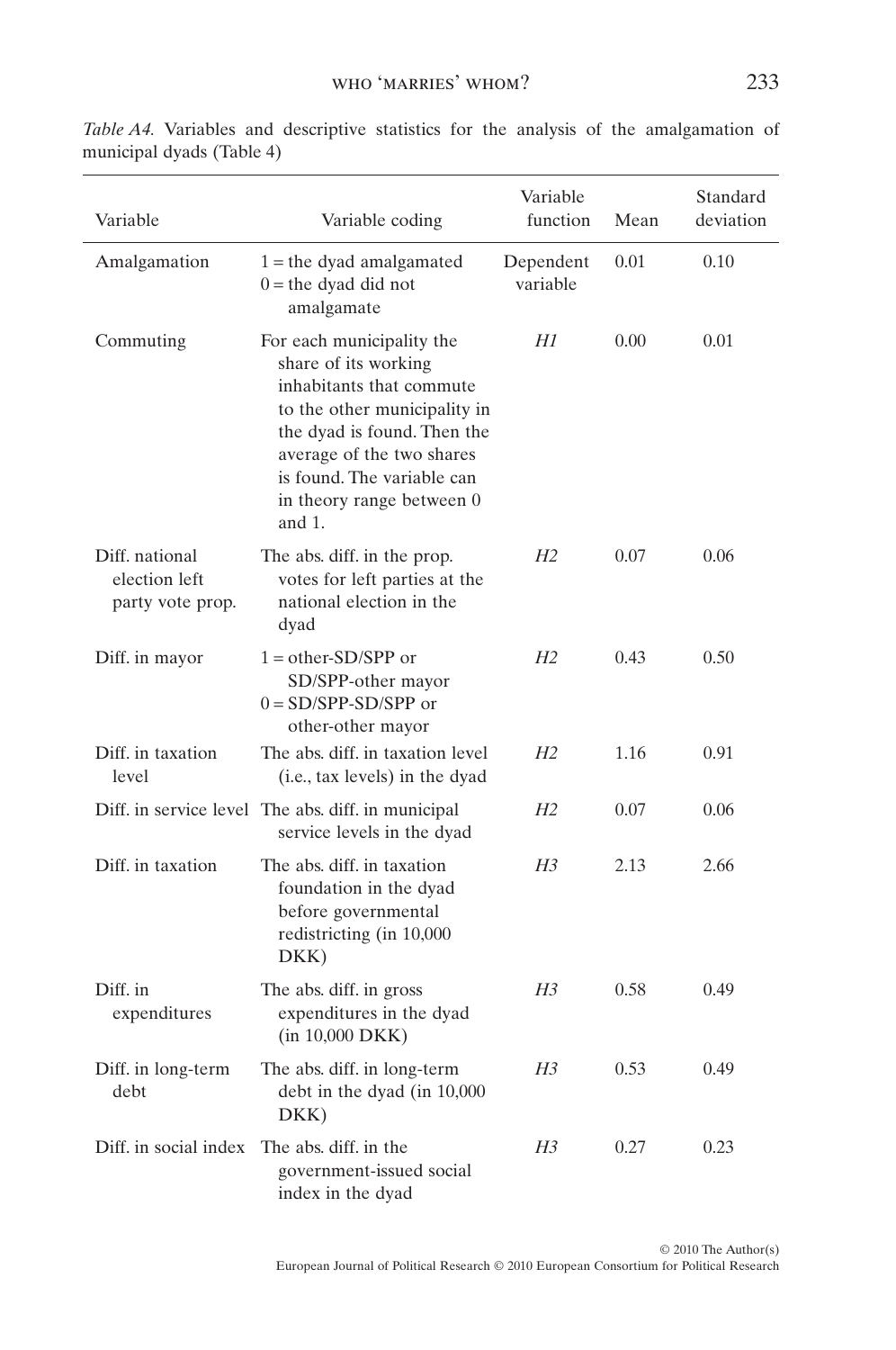*Table A4.* Variables and descriptive statistics for the analysis of the amalgamation of municipal dyads (Table 4)

| Variable | Variable coding | Variable function | Mean | Standard deviation |
|---|---|---|---|---|
| Amalgamation | 1 = the dyad amalgamated<br>0 = the dyad did not amalgamate | Dependent variable | 0.01 | 0.10 |
| Commuting | For each municipality the share of its working inhabitants that commute to the other municipality in the dyad is found. Then the average of the two shares is found. The variable can in theory range between 0 and 1. | *H1* | 0.00 | 0.01 |
| Diff. national election left party vote prop. | The abs. diff. in the prop. votes for left parties at the national election in the dyad | *H2* | 0.07 | 0.06 |
| Diff. in mayor | 1 = other-SD/SPP or SD/SPP-other mayor<br>0 = SD/SPP-SD/SPP or other-other mayor | *H2* | 0.43 | 0.50 |
| Diff. in taxation level | The abs. diff. in taxation level (i.e., tax levels) in the dyad | *H2* | 1.16 | 0.91 |
| Diff. in service level | The abs. diff. in municipal service levels in the dyad | *H2* | 0.07 | 0.06 |
| Diff. in taxation | The abs. diff. in taxation foundation in the dyad before governmental redistricting (in 10,000 DKK) | *H3* | 2.13 | 2.66 |
| Diff. in expenditures | The abs. diff. in gross expenditures in the dyad (in 10,000 DKK) | *H3* | 0.58 | 0.49 |
| Diff. in long-term debt | The abs. diff. in long-term debt in the dyad (in 10,000 DKK) | *H3* | 0.53 | 0.49 |
| Diff. in social index | The abs. diff. in the government-issued social index in the dyad | *H3* | 0.27 | 0.23 |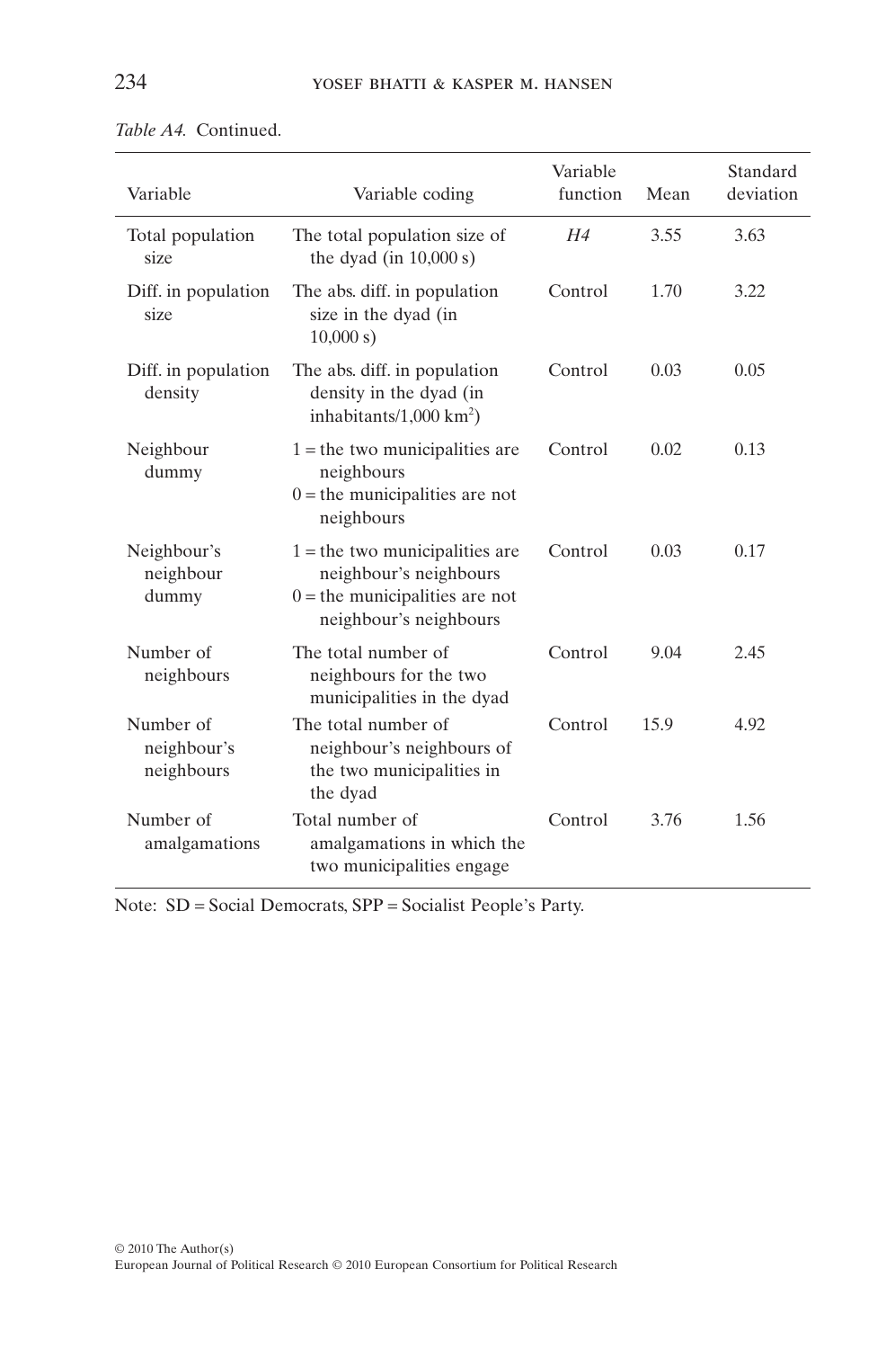*Table A4.* Continued.

| Variable | Variable coding | Variable function | Mean | Standard deviation |
|---|---|---|---|---|
| Total population size | The total population size of the dyad (in 10,000 s) | *H4* | 3.55 | 3.63 |
| Diff. in population size | The abs. diff. in population size in the dyad (in 10,000 s) | Control | 1.70 | 3.22 |
| Diff. in population density | The abs. diff. in population density in the dyad (in inhabitants/1,000 km$^2$) | Control | 0.03 | 0.05 |
| Neighbour dummy | 1 = the two municipalities are neighbours<br>0 = the municipalities are not neighbours | Control | 0.02 | 0.13 |
| Neighbour's neighbour dummy | 1 = the two municipalities are neighbour's neighbours<br>0 = the municipalities are not neighbour's neighbours | Control | 0.03 | 0.17 |
| Number of neighbours | The total number of neighbours for the two municipalities in the dyad | Control | 9.04 | 2.45 |
| Number of neighbour's neighbours | The total number of neighbour's neighbours of the two municipalities in the dyad | Control | 15.9 | 4.92 |
| Number of amalgamations | Total number of amalgamations in which the two municipalities engage | Control | 3.76 | 1.56 |

Note: SD = Social Democrats, SPP = Socialist People's Party.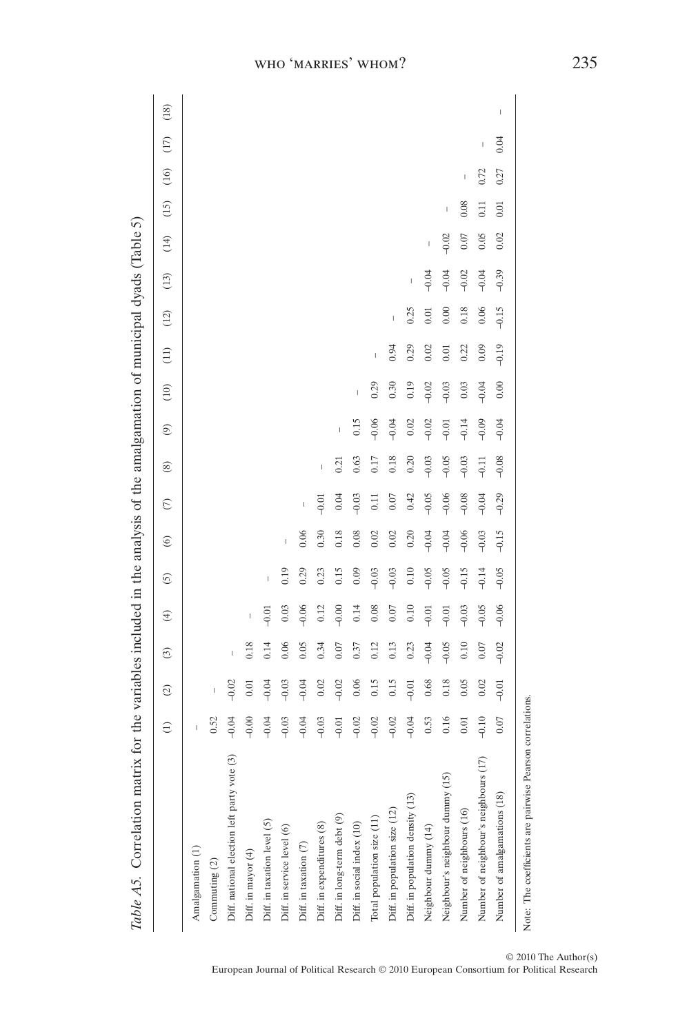*Table A5.* Correlation matrix for the variables included in the analysis of the amalgamation of municipal dyads (Table 5)

| | (1) | (2) | (3) | (4) | (5) | (6) | (7) | (8) | (9) | (10) | (11) | (12) | (13) | (14) | (15) | (16) | (17) | (18) |
|---|---|---|---|---|---|---|---|---|---|---|---|---|---|---|---|---|---|---|
| Amalgamation (1) | – | | | | | | | | | | | | | | | | | |
| Commuting (2) | 0.52 | – | | | | | | | | | | | | | | | | |
| Diff. national election left party vote (3) | –0.04 | –0.02 | – | | | | | | | | | | | | | | | |
| Diff. in mayor (4) | –0.00 | 0.01 | 0.18 | – | | | | | | | | | | | | | | |
| Diff. in taxation level (5) | –0.04 | –0.04 | 0.14 | –0.01 | – | | | | | | | | | | | | | |
| Diff. in service level (6) | –0.03 | –0.03 | 0.06 | 0.03 | 0.19 | – | | | | | | | | | | | | |
| Diff. in taxation (7) | –0.04 | –0.04 | 0.05 | –0.06 | 0.29 | 0.06 | – | | | | | | | | | | | |
| Diff. in expenditures (8) | –0.03 | 0.02 | 0.34 | 0.12 | 0.23 | 0.30 | –0.01 | – | | | | | | | | | | |
| Diff. in long-term debt (9) | –0.01 | –0.02 | 0.07 | –0.00 | 0.15 | 0.18 | 0.04 | 0.21 | – | | | | | | | | | |
| Diff. in social index (10) | –0.02 | 0.06 | 0.37 | 0.14 | 0.09 | 0.08 | –0.03 | 0.63 | 0.15 | – | | | | | | | | |
| Total population size (11) | –0.02 | 0.15 | 0.12 | 0.08 | –0.03 | 0.02 | 0.11 | 0.17 | –0.06 | 0.29 | – | | | | | | | |
| Diff. in population size (12) | –0.02 | 0.15 | 0.13 | 0.07 | –0.03 | 0.02 | 0.07 | 0.18 | –0.04 | 0.30 | 0.94 | – | | | | | | |
| Diff. in population density (13) | –0.04 | –0.01 | 0.23 | 0.10 | 0.10 | 0.20 | 0.42 | 0.20 | 0.02 | 0.19 | 0.29 | 0.25 | – | | | | | |
| Neighbour dummy (14) | 0.53 | 0.68 | –0.04 | –0.01 | –0.05 | –0.04 | –0.05 | –0.03 | –0.02 | –0.02 | 0.02 | 0.01 | –0.04 | – | | | | |
| Neighbour's neighbour dummy (15) | 0.16 | 0.18 | –0.05 | –0.01 | –0.05 | –0.04 | –0.06 | –0.05 | –0.01 | –0.03 | 0.01 | 0.00 | –0.04 | –0.02 | – | | | |
| Number of neighbours (16) | 0.01 | 0.05 | 0.10 | –0.03 | –0.15 | –0.06 | –0.08 | –0.03 | –0.14 | 0.03 | 0.22 | 0.18 | –0.02 | 0.07 | 0.08 | – | | |
| Number of neighbour's neighbours (17) | –0.10 | 0.02 | 0.07 | –0.05 | –0.14 | –0.03 | –0.04 | –0.11 | –0.09 | –0.04 | 0.09 | 0.06 | –0.04 | 0.05 | 0.11 | 0.72 | – | |
| Number of amalgamations (18) | 0.07 | –0.01 | –0.02 | –0.06 | –0.05 | –0.15 | –0.29 | –0.08 | –0.04 | 0.00 | –0.19 | –0.15 | –0.39 | 0.02 | 0.01 | 0.27 | 0.04 | – |

Note: The coefficients are pairwise Pearson correlations.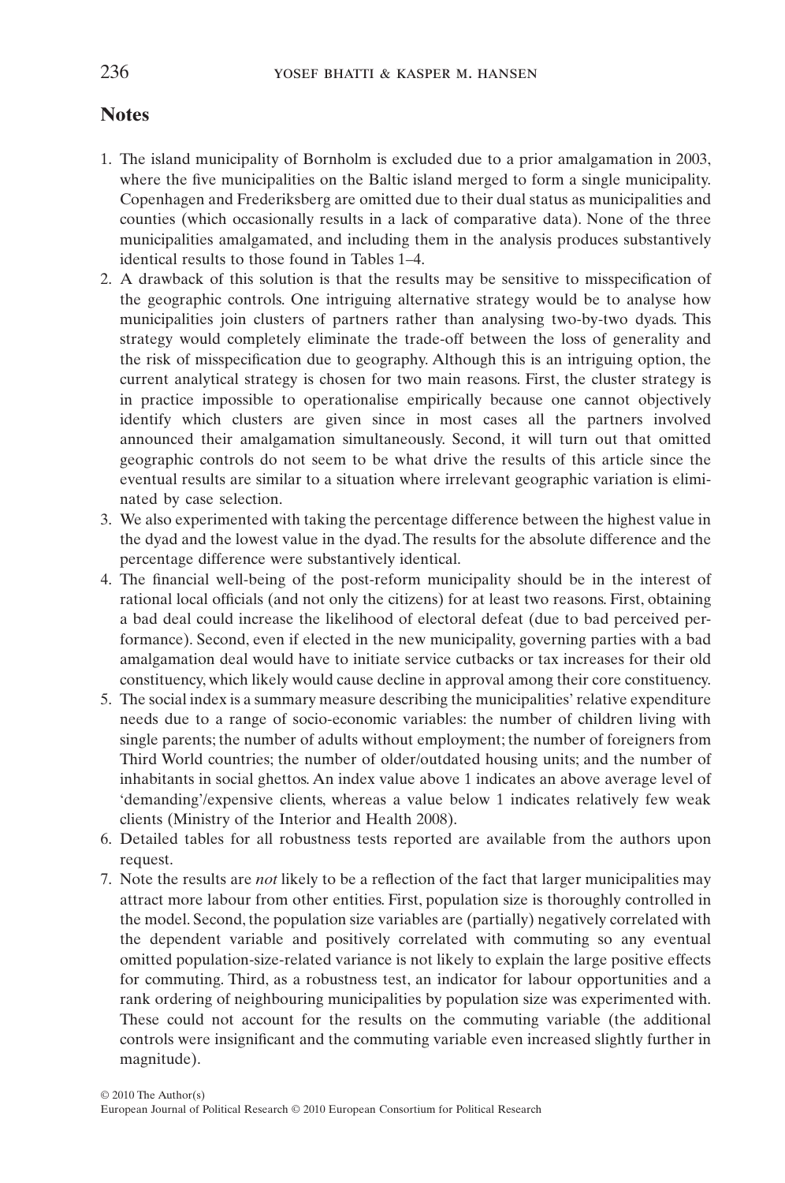## Notes

1. The island municipality of Bornholm is excluded due to a prior amalgamation in 2003, where the five municipalities on the Baltic island merged to form a single municipality. Copenhagen and Frederiksberg are omitted due to their dual status as municipalities and counties (which occasionally results in a lack of comparative data). None of the three municipalities amalgamated, and including them in the analysis produces substantively identical results to those found in Tables 1–4.
2. A drawback of this solution is that the results may be sensitive to misspecification of the geographic controls. One intriguing alternative strategy would be to analyse how municipalities join clusters of partners rather than analysing two-by-two dyads. This strategy would completely eliminate the trade-off between the loss of generality and the risk of misspecification due to geography. Although this is an intriguing option, the current analytical strategy is chosen for two main reasons. First, the cluster strategy is in practice impossible to operationalise empirically because one cannot objectively identify which clusters are given since in most cases all the partners involved announced their amalgamation simultaneously. Second, it will turn out that omitted geographic controls do not seem to be what drive the results of this article since the eventual results are similar to a situation where irrelevant geographic variation is eliminated by case selection.
3. We also experimented with taking the percentage difference between the highest value in the dyad and the lowest value in the dyad. The results for the absolute difference and the percentage difference were substantively identical.
4. The financial well-being of the post-reform municipality should be in the interest of rational local officials (and not only the citizens) for at least two reasons. First, obtaining a bad deal could increase the likelihood of electoral defeat (due to bad perceived performance). Second, even if elected in the new municipality, governing parties with a bad amalgamation deal would have to initiate service cutbacks or tax increases for their old constituency, which likely would cause decline in approval among their core constituency.
5. The social index is a summary measure describing the municipalities' relative expenditure needs due to a range of socio-economic variables: the number of children living with single parents; the number of adults without employment; the number of foreigners from Third World countries; the number of older/outdated housing units; and the number of inhabitants in social ghettos. An index value above 1 indicates an above average level of 'demanding'/expensive clients, whereas a value below 1 indicates relatively few weak clients (Ministry of the Interior and Health 2008).
6. Detailed tables for all robustness tests reported are available from the authors upon request.
7. Note the results are *not* likely to be a reflection of the fact that larger municipalities may attract more labour from other entities. First, population size is thoroughly controlled in the model. Second, the population size variables are (partially) negatively correlated with the dependent variable and positively correlated with commuting so any eventual omitted population-size-related variance is not likely to explain the large positive effects for commuting. Third, as a robustness test, an indicator for labour opportunities and a rank ordering of neighbouring municipalities by population size was experimented with. These could not account for the results on the commuting variable (the additional controls were insignificant and the commuting variable even increased slightly further in magnitude).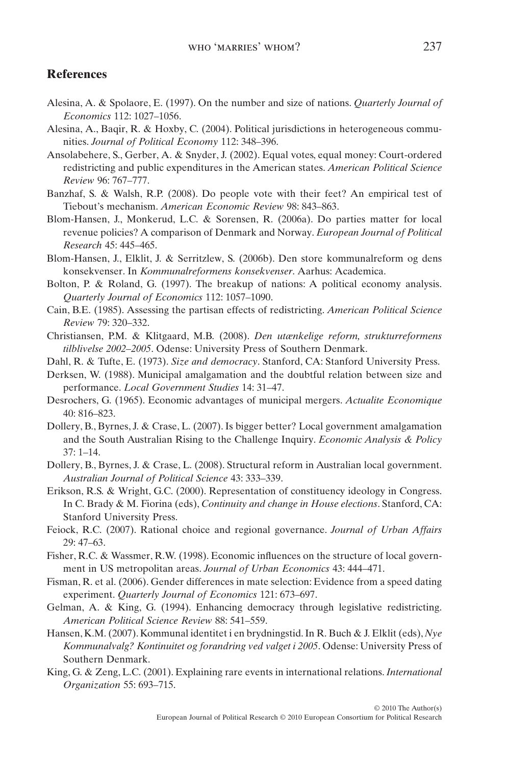## References

Alesina, A. & Spolaore, E. (1997). On the number and size of nations. *Quarterly Journal of Economics* 112: 1027–1056.

Alesina, A., Baqir, R. & Hoxby, C. (2004). Political jurisdictions in heterogeneous communities. *Journal of Political Economy* 112: 348–396.

Ansolabehere, S., Gerber, A. & Snyder, J. (2002). Equal votes, equal money: Court-ordered redistricting and public expenditures in the American states. *American Political Science Review* 96: 767–777.

Banzhaf, S. & Walsh, R.P. (2008). Do people vote with their feet? An empirical test of Tiebout's mechanism. *American Economic Review* 98: 843–863.

Blom-Hansen, J., Monkerud, L.C. & Sorensen, R. (2006a). Do parties matter for local revenue policies? A comparison of Denmark and Norway. *European Journal of Political Research* 45: 445–465.

Blom-Hansen, J., Elklit, J. & Serritzlew, S. (2006b). Den store kommunalreform og dens konsekvenser. In *Kommunalreformens konsekvenser*. Aarhus: Academica.

Bolton, P. & Roland, G. (1997). The breakup of nations: A political economy analysis. *Quarterly Journal of Economics* 112: 1057–1090.

Cain, B.E. (1985). Assessing the partisan effects of redistricting. *American Political Science Review* 79: 320–332.

Christiansen, P.M. & Klitgaard, M.B. (2008). *Den utænkelige reform, strukturreformens tilblivelse 2002–2005*. Odense: University Press of Southern Denmark.

Dahl, R. & Tufte, E. (1973). *Size and democracy*. Stanford, CA: Stanford University Press.

Derksen, W. (1988). Municipal amalgamation and the doubtful relation between size and performance. *Local Government Studies* 14: 31–47.

Desrochers, G. (1965). Economic advantages of municipal mergers. *Actualite Economique* 40: 816–823.

Dollery, B., Byrnes, J. & Crase, L. (2007). Is bigger better? Local government amalgamation and the South Australian Rising to the Challenge Inquiry. *Economic Analysis & Policy* 37: 1–14.

Dollery, B., Byrnes, J. & Crase, L. (2008). Structural reform in Australian local government. *Australian Journal of Political Science* 43: 333–339.

Erikson, R.S. & Wright, G.C. (2000). Representation of constituency ideology in Congress. In C. Brady & M. Fiorina (eds), *Continuity and change in House elections*. Stanford, CA: Stanford University Press.

Feiock, R.C. (2007). Rational choice and regional governance. *Journal of Urban Affairs* 29: 47–63.

Fisher, R.C. & Wassmer, R.W. (1998). Economic influences on the structure of local government in US metropolitan areas. *Journal of Urban Economics* 43: 444–471.

Fisman, R. et al. (2006). Gender differences in mate selection: Evidence from a speed dating experiment. *Quarterly Journal of Economics* 121: 673–697.

Gelman, A. & King, G. (1994). Enhancing democracy through legislative redistricting. *American Political Science Review* 88: 541–559.

Hansen, K.M. (2007). Kommunal identitet i en brydningstid. In R. Buch & J. Elklit (eds), *Nye Kommunalvalg? Kontinuitet og forandring ved valget i 2005*. Odense: University Press of Southern Denmark.

King, G. & Zeng, L.C. (2001). Explaining rare events in international relations. *International Organization* 55: 693–715.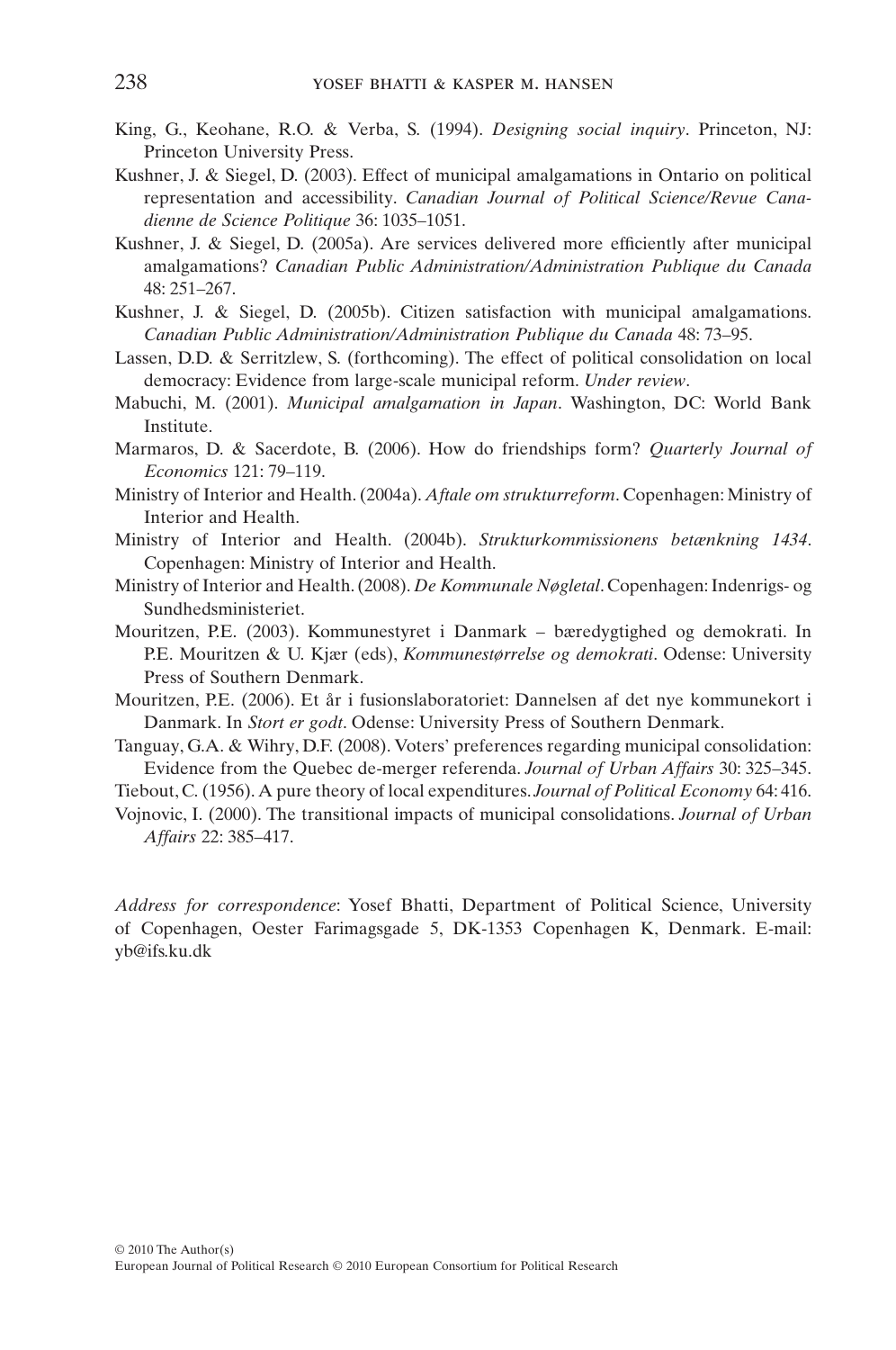King, G., Keohane, R.O. & Verba, S. (1994). *Designing social inquiry*. Princeton, NJ: Princeton University Press.

Kushner, J. & Siegel, D. (2003). Effect of municipal amalgamations in Ontario on political representation and accessibility. *Canadian Journal of Political Science/Revue Canadienne de Science Politique* 36: 1035–1051.

Kushner, J. & Siegel, D. (2005a). Are services delivered more efficiently after municipal amalgamations? *Canadian Public Administration/Administration Publique du Canada* 48: 251–267.

Kushner, J. & Siegel, D. (2005b). Citizen satisfaction with municipal amalgamations. *Canadian Public Administration/Administration Publique du Canada* 48: 73–95.

Lassen, D.D. & Serritzlew, S. (forthcoming). The effect of political consolidation on local democracy: Evidence from large-scale municipal reform. *Under review*.

Mabuchi, M. (2001). *Municipal amalgamation in Japan*. Washington, DC: World Bank Institute.

Marmaros, D. & Sacerdote, B. (2006). How do friendships form? *Quarterly Journal of Economics* 121: 79–119.

Ministry of Interior and Health. (2004a). *Aftale om strukturreform*. Copenhagen: Ministry of Interior and Health.

Ministry of Interior and Health. (2004b). *Strukturkommissionens betænkning 1434*. Copenhagen: Ministry of Interior and Health.

Ministry of Interior and Health. (2008). *De Kommunale Nøgletal*. Copenhagen: Indenrigs- og Sundhedsministeriet.

Mouritzen, P.E. (2003). Kommunestyret i Danmark – bæredygtighed og demokrati. In P.E. Mouritzen & U. Kjær (eds), *Kommunestørrelse og demokrati*. Odense: University Press of Southern Denmark.

Mouritzen, P.E. (2006). Et år i fusionslaboratoriet: Dannelsen af det nye kommunekort i Danmark. In *Stort er godt*. Odense: University Press of Southern Denmark.

Tanguay, G.A. & Wihry, D.F. (2008). Voters' preferences regarding municipal consolidation: Evidence from the Quebec de-merger referenda. *Journal of Urban Affairs* 30: 325–345.

Tiebout, C. (1956). A pure theory of local expenditures. *Journal of Political Economy* 64: 416.

Vojnovic, I. (2000). The transitional impacts of municipal consolidations. *Journal of Urban Affairs* 22: 385–417.

*Address for correspondence*: Yosef Bhatti, Department of Political Science, University of Copenhagen, Oester Farimagsgade 5, DK-1353 Copenhagen K, Denmark. E-mail: yb@ifs.ku.dk